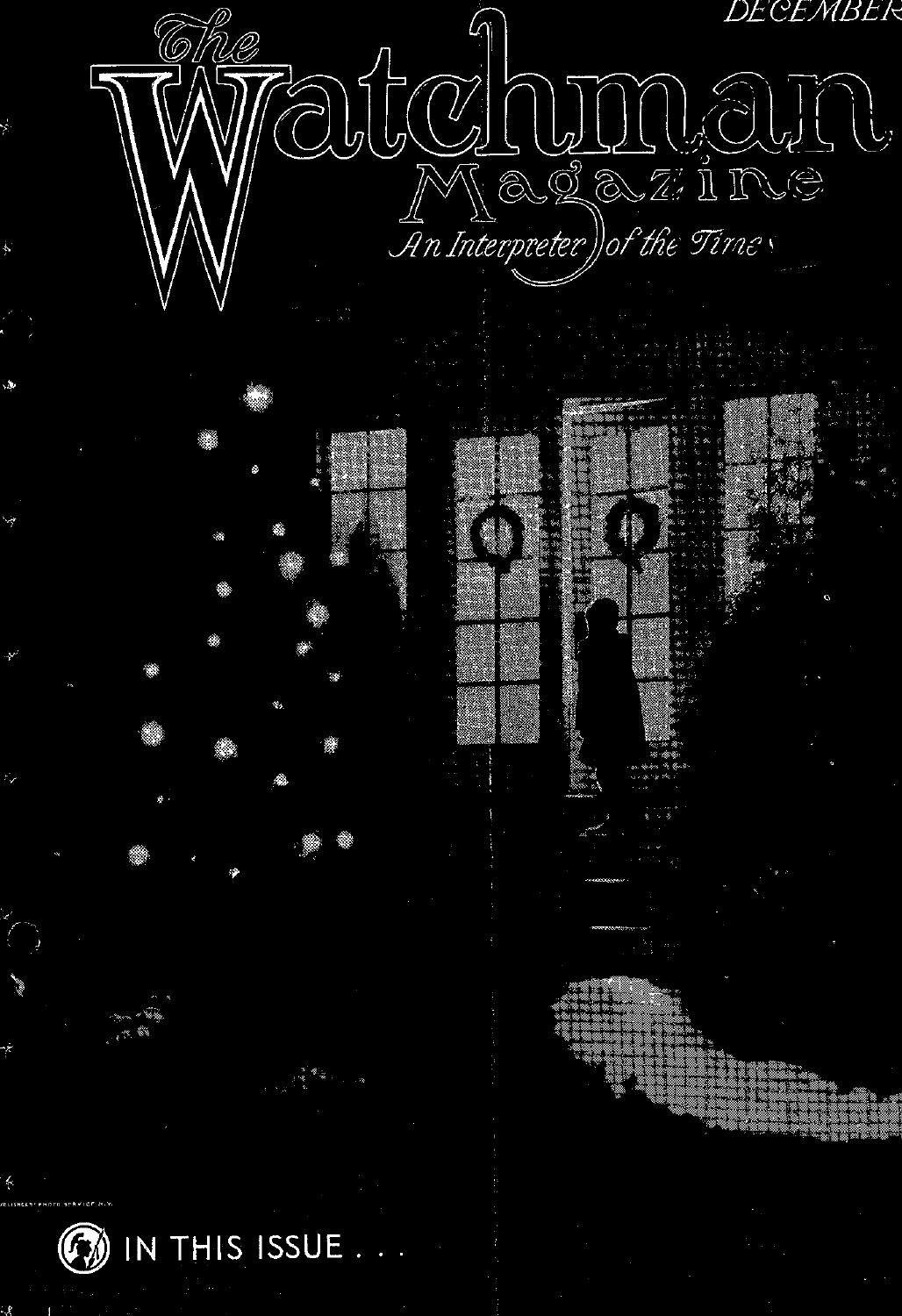DECEMBER

# The Watchman Magazine

*An Interpreter of the Times*

IN THIS ISSUE . . .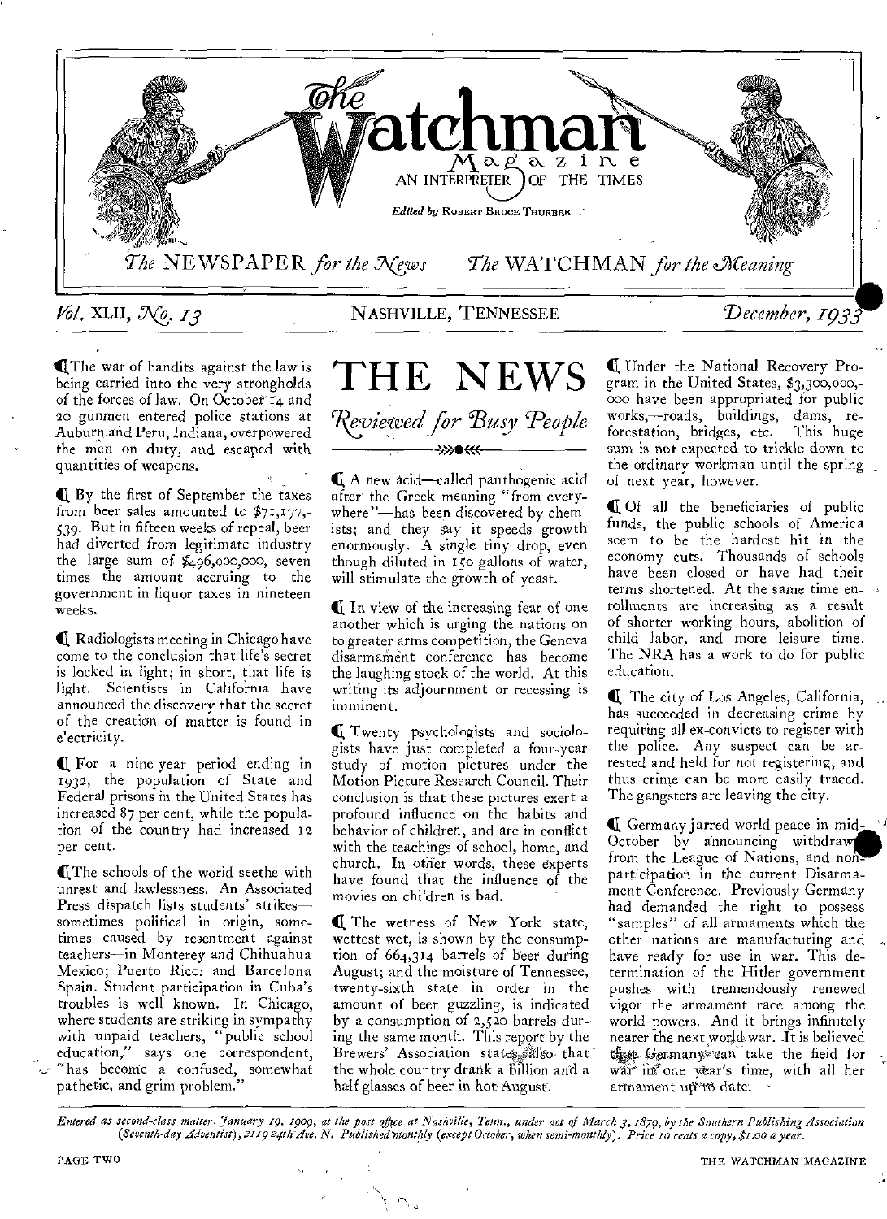# The Watchman Magazine

AN INTERPRETER OF THE TIMES

*Edited by* ROBERT BRUCE THURBER

*The* NEWSPAPER *for the News* *The* WATCHMAN *for the Meaning*

*Vol.* XLII, *No. 13* NASHVILLE, TENNESSEE *December, 1933*

## THE NEWS

### *Reviewed for Busy People*

¶ The war of bandits against the law is being carried into the very strongholds of the forces of law. On October 14 and 20 gunmen entered police stations at Auburn and Peru, Indiana, overpowered the men on duty, and escaped with quantities of weapons.

¶ By the first of September the taxes from beer sales amounted to $71,177,539. But in fifteen weeks of repeal, beer had diverted from legitimate industry the large sum of $496,000,000, seven times the amount accruing to the government in liquor taxes in nineteen weeks.

¶ Radiologists meeting in Chicago have come to the conclusion that life's secret is locked in light; in short, that life is light. Scientists in California have announced the discovery that the secret of the creation of matter is found in electricity.

¶ For a nine-year period ending in 1932, the population of State and Federal prisons in the United States has increased 87 per cent, while the population of the country had increased 12 per cent.

¶ The schools of the world seethe with unrest and lawlessness. An Associated Press dispatch lists students' strikes—sometimes political in origin, sometimes caused by resentment against teachers—in Monterey and Chihuahua Mexico; Puerto Rico; and Barcelona Spain. Student participation in Cuba's troubles is well known. In Chicago, where students are striking in sympathy with unpaid teachers, "public school education," says one correspondent, "has become a confused, somewhat pathetic, and grim problem."

¶ A new acid—called panthogenic acid after the Greek meaning "from everywhere"—has been discovered by chemists; and they say it speeds growth enormously. A single tiny drop, even though diluted in 150 gallons of water, will stimulate the growth of yeast.

¶ In view of the increasing fear of one another which is urging the nations on to greater arms competition, the Geneva disarmament conference has become the laughing stock of the world. At this writing its adjournment or recessing is imminent.

¶ Twenty psychologists and sociologists have just completed a four-year study of motion pictures under the Motion Picture Research Council. Their conclusion is that these pictures exert a profound influence on the habits and behavior of children, and are in conflict with the teachings of school, home, and church. In other words, these experts have found that the influence of the movies on children is bad.

¶ The wetness of New York state, wettest wet, is shown by the consumption of 664,314 barrels of beer during August; and the moisture of Tennessee, twenty-sixth state in order in the amount of beer guzzling, is indicated by a consumption of 2,520 barrels during the same month. This report by the Brewers' Association states also that the whole country drank a billion and a half glasses of beer in hot August.

¶ Under the National Recovery Program in the United States, $3,300,000,000 have been appropriated for public works,—roads, buildings, dams, reforestation, bridges, etc. This huge sum is not expected to trickle down to the ordinary workman until the spring of next year, however.

¶ Of all the beneficiaries of public funds, the public schools of America seem to be the hardest hit in the economy cuts. Thousands of schools have been closed or have had their terms shortened. At the same time enrollments are increasing as a result of shorter working hours, abolition of child labor, and more leisure time. The NRA has a work to do for public education.

¶ The city of Los Angeles, California, has succeeded in decreasing crime by requiring all ex-convicts to register with the police. Any suspect can be arrested and held for not registering, and thus crime can be more easily traced. The gangsters are leaving the city.

¶ Germany jarred world peace in mid-October by announcing withdrawal from the League of Nations, and nonparticipation in the current Disarmament Conference. Previously Germany had demanded the right to possess "samples" of all armaments which the other nations are manufacturing and have ready for use in war. This determination of the Hitler government pushes with tremendously renewed vigor the armament race among the world powers. And it brings infinitely nearer the next world war. It is believed that Germany can take the field for war in one year's time, with all her armament up to date.

*Entered as second-class matter, January 19, 1909, at the post office at Nashville, Tenn., under act of March 3, 1879, by the Southern Publishing Association (Seventh-day Adventist), 2119 24th Ave. N. Published monthly (except October, when semi-monthly). Price 10 cents a copy, $1.00 a year.*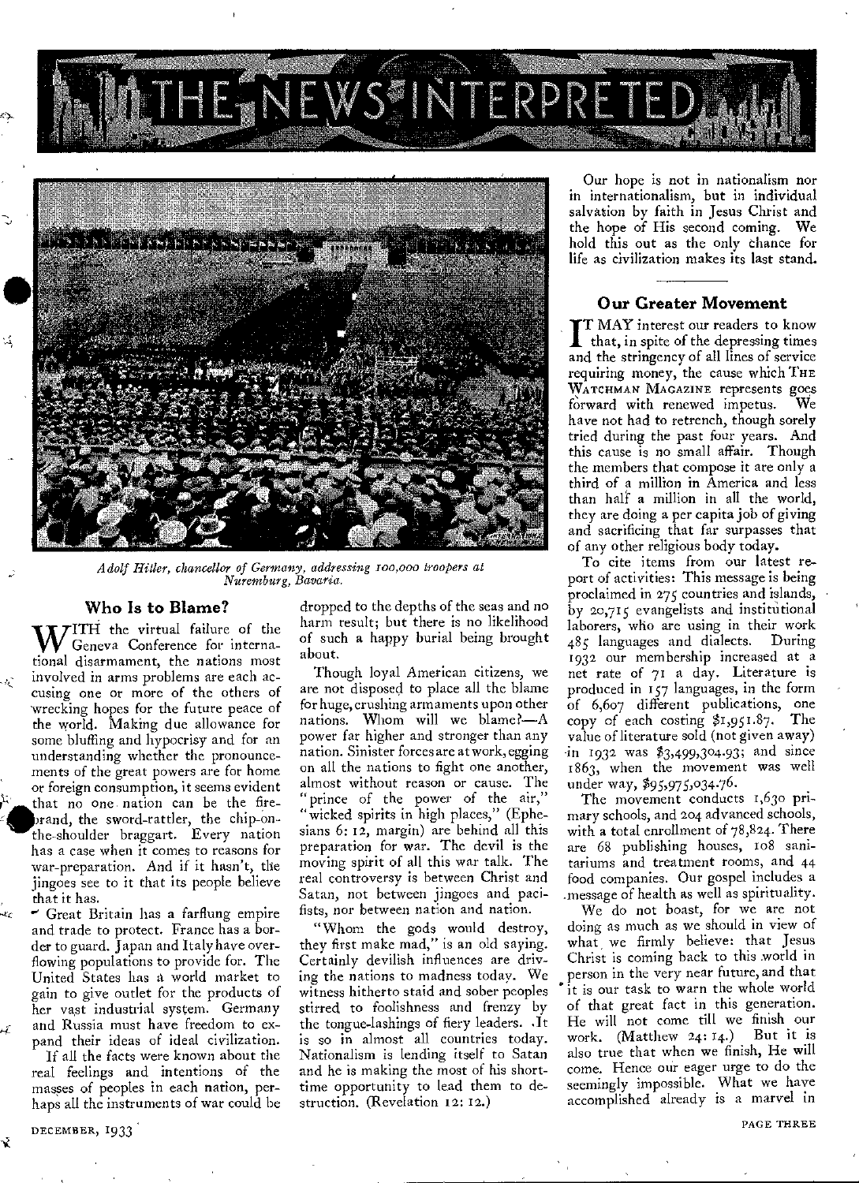# THE NEWS INTERPRETED

*Adolf Hitler, chancellor of Germany, addressing 100,000 troopers at Nuremburg, Bavaria.*

## Who Is to Blame?

WITH the virtual failure of the Geneva Conference for international disarmament, the nations most involved in arms problems are each accusing one or more of the others of wrecking hopes for the future peace of the world. Making due allowance for some bluffing and hypocrisy and for an understanding whether the pronouncements of the great powers are for home or foreign consumption, it seems evident that no one nation can be the firebrand, the sword-rattler, the chip-on-the-shoulder braggart. Every nation has a case when it comes to reasons for war-preparation. And if it hasn't, the jingoes see to it that its people believe that it has.

Great Britain has a farflung empire and trade to protect. France has a border to guard. Japan and Italy have overflowing populations to provide for. The United States has a world market to gain to give outlet for the products of her vast industrial system. Germany and Russia must have freedom to expand their ideas of ideal civilization.

If all the facts were known about the real feelings and intentions of the masses of peoples in each nation, perhaps all the instruments of war could be dropped to the depths of the seas and no harm result; but there is no likelihood of such a happy burial being brought about.

Though loyal American citizens, we are not disposed to place all the blame for huge, crushing armaments upon other nations. Whom will we blame?—A power far higher and stronger than any nation. Sinister forces are at work, egging on all the nations to fight one another, almost without reason or cause. The "prince of the power of the air," "wicked spirits in high places," (Ephesians 6: 12, margin) are behind all this preparation for war. The devil is the moving spirit of all this war talk. The real controversy is between Christ and Satan, not between jingoes and pacifists, nor between nation and nation.

"Whom the gods would destroy, they first make mad," is an old saying. Certainly devilish influences are driving the nations to madness today. We witness hitherto staid and sober peoples stirred to foolishness and frenzy by the tongue-lashings of fiery leaders. It is so in almost all countries today. Nationalism is lending itself to Satan and he is making the most of his short-time opportunity to lead them to destruction. (Revelation 12: 12.)

Our hope is not in nationalism nor in internationalism, but in individual salvation by faith in Jesus Christ and the hope of His second coming. We hold this out as the only chance for life as civilization makes its last stand.

## Our Greater Movement

IT MAY interest our readers to know that, in spite of the depressing times and the stringency of all lines of service requiring money, the cause which THE WATCHMAN MAGAZINE represents goes forward with renewed impetus. We have not had to retrench, though sorely tried during the past four years. And this cause is no small affair. Though the members that compose it are only a third of a million in America and less than half a million in all the world, they are doing a per capita job of giving and sacrificing that far surpasses that of any other religious body today.

To cite items from our latest report of activities: This message is being proclaimed in 275 countries and islands, by 20,715 evangelists and institutional laborers, who are using in their work 485 languages and dialects. During 1932 our membership increased at a net rate of 71 a day. Literature is produced in 157 languages, in the form of 6,607 different publications, one copy of each costing $1,951.87. The value of literature sold (not given away) in 1932 was $3,499,304.93; and since 1863, when the movement was well under way, $95,975,034.76.

The movement conducts 1,630 primary schools, and 204 advanced schools, with a total enrollment of 78,824. There are 68 publishing houses, 108 sanitariums and treatment rooms, and 44 food companies. Our gospel includes a message of health as well as spirituality.

We do not boast, for we are not doing as much as we should in view of what we firmly believe: that Jesus Christ is coming back to this world in person in the very near future, and that it is our task to warn the whole world of that great fact in this generation. He will not come till we finish our work. (Matthew 24: 14.) But it is also true that when we finish, He will come. Hence our eager urge to do the seemingly impossible. What we have accomplished already is a marvel in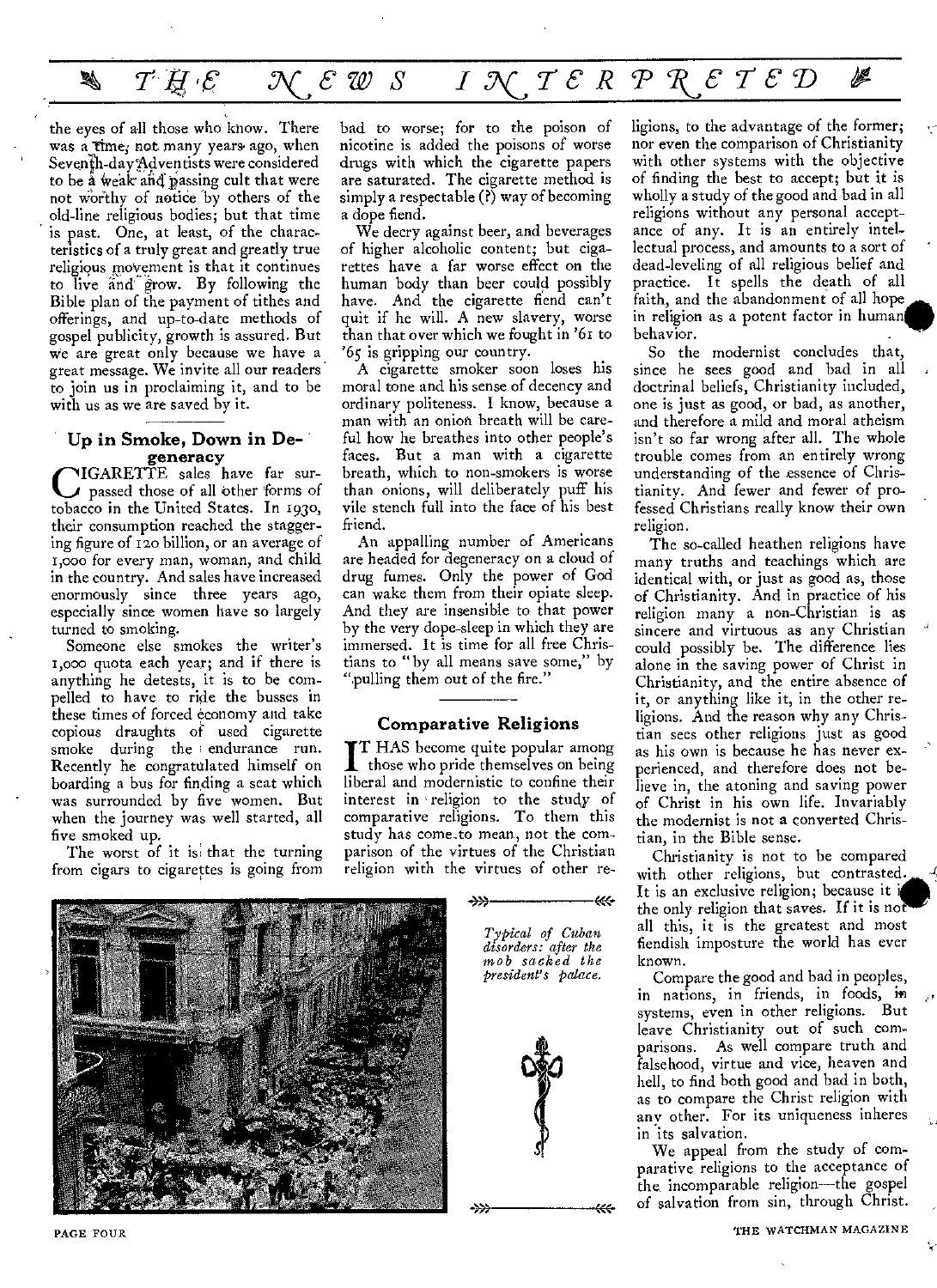the eyes of all those who know. There was a time, not many years ago, when Seventh-day Adventists were considered to be a weak and passing cult that were not worthy of notice by others of the old-line religious bodies; but that time is past. One, at least, of the characteristics of a truly great and greatly true religious movement is that it continues to live and grow. By following the Bible plan of the payment of tithes and offerings, and up-to-date methods of gospel publicity, growth is assured. But we are great only because we have a great message. We invite all our readers to join us in proclaiming it, and to be with us as we are saved by it.

## Up in Smoke, Down in Degeneracy

CIGARETTE sales have far surpassed those of all other forms of tobacco in the United States. In 1930, their consumption reached the staggering figure of 120 billion, or an average of 1,000 for every man, woman, and child in the country. And sales have increased enormously since three years ago, especially since women have so largely turned to smoking.

Someone else smokes the writer's 1,000 quota each year; and if there is anything he detests, it is to be compelled to have to ride the busses in these times of forced economy and take copious draughts of used cigarette smoke during the endurance run. Recently he congratulated himself on boarding a bus for finding a seat which was surrounded by five women. But when the journey was well started, all five smoked up.

The worst of it is that the turning from cigars to cigarettes is going from bad to worse; for to the poison of nicotine is added the poisons of worse drugs with which the cigarette papers are saturated. The cigarette method is simply a respectable (?) way of becoming a dope fiend.

We decry against beer, and beverages of higher alcoholic content; but cigarettes have a far worse effect on the human body than beer could possibly have. And the cigarette fiend can't quit if he will. A new slavery, worse than that over which we fought in '61 to '65 is gripping our country.

A cigarette smoker soon loses his moral tone and his sense of decency and ordinary politeness. I know, because a man with an onion breath will be careful how he breathes into other people's faces. But a man with a cigarette breath, which to non-smokers is worse than onions, will deliberately puff his vile stench full into the face of his best friend.

An appalling number of Americans are headed for degeneracy on a cloud of drug fumes. Only the power of God can wake them from their opiate sleep. And they are insensible to that power by the very dope-sleep in which they are immersed. It is time for all free Christians to "by all means save some," by "pulling them out of the fire."

## Comparative Religions

IT HAS become quite popular among those who pride themselves on being liberal and modernistic to confine their interest in religion to the study of comparative religions. To them this study has come to mean, not the comparison of the virtues of the Christian religion with the virtues of other religions, to the advantage of the former; nor even the comparison of Christianity with other systems with the objective of finding the best to accept; but it is wholly a study of the good and bad in all religions without any personal acceptance of any. It is an entirely intellectual process, and amounts to a sort of dead-leveling of all religious belief and practice. It spells the death of all faith, and the abandonment of all hope in religion as a potent factor in human behavior.

So the modernist concludes that, since he sees good and bad in all doctrinal beliefs, Christianity included, one is just as good, or bad, as another, and therefore a mild and moral atheism isn't so far wrong after all. The whole trouble comes from an entirely wrong understanding of the essence of Christianity. And fewer and fewer of professed Christians really know their own religion.

The so-called heathen religions have many truths and teachings which are identical with, or just as good as, those of Christianity. And in practice of his religion many a non-Christian is as sincere and virtuous as any Christian could possibly be. The difference lies alone in the saving power of Christ in Christianity, and the entire absence of it, or anything like it, in the other religions. And the reason why any Christian sees other religions just as good as his own is because he has never experienced, and therefore does not believe in, the atoning and saving power of Christ in his own life. Invariably the modernist is not a converted Christian, in the Bible sense.

Christianity is not to be compared with other religions, but contrasted. It is an exclusive religion; because it is the only religion that saves. If it is not all this, it is the greatest and most fiendish imposture the world has ever known.

Compare the good and bad in peoples, in nations, in friends, in foods, in systems, even in other religions. But leave Christianity out of such comparisons. As well compare truth and falsehood, virtue and vice, heaven and hell, to find both good and bad in both, as to compare the Christ religion with any other. For its uniqueness inheres in its salvation.

We appeal from the study of comparative religions to the acceptance of the incomparable religion—the gospel of salvation from sin, through Christ.

*Typical of Cuban disorders: after the mob sacked the president's palace.*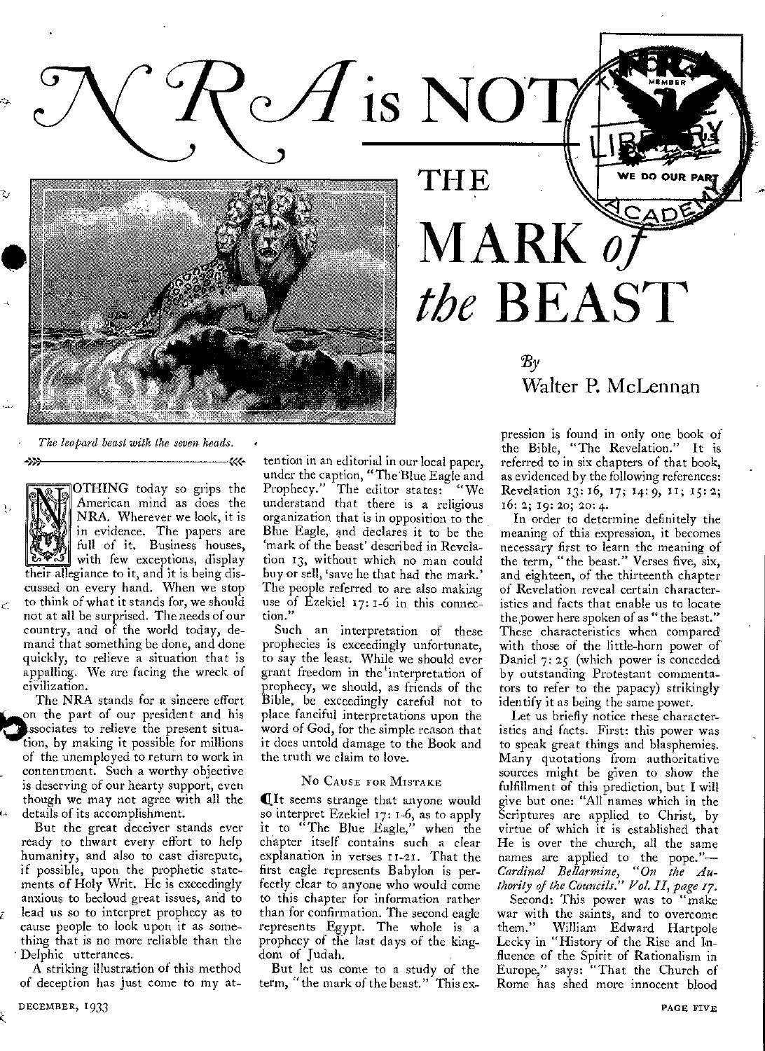# NRA is NOT THE MARK of the BEAST

*By* Walter P. McLennan

*The leopard beast with the seven heads.*

NOTHING today so grips the American mind as does the NRA. Wherever we look, it is in evidence. The papers are full of it. Business houses, with few exceptions, display their allegiance to it, and it is being discussed on every hand. When we stop to think of what it stands for, we should not at all be surprised. The needs of our country, and of the world today, demand that something be done, and done quickly, to relieve a situation that is appalling. We are facing the wreck of civilization.

The NRA stands for a sincere effort on the part of our president and his associates to relieve the present situation, by making it possible for millions of the unemployed to return to work in contentment. Such a worthy objective is deserving of our hearty support, even though we may not agree with all the details of its accomplishment.

But the great deceiver stands ever ready to thwart every effort to help humanity, and also to cast disrepute, if possible, upon the prophetic statements of Holy Writ. He is exceedingly anxious to becloud great issues, and to lead us so to interpret prophecy as to cause people to look upon it as something that is no more reliable than the Delphic utterances.

A striking illustration of this method of deception has just come to my attention in an editorial in our local paper, under the caption, "The Blue Eagle and Prophecy." The editor states: "We understand that there is a religious organization that is in opposition to the Blue Eagle, and declares it to be the 'mark of the beast' described in Revelation 13, without which no man could buy or sell, 'save he that had the mark.' The people referred to are also making use of Ezekiel 17: 1-6 in this connection."

Such an interpretation of these prophecies is exceedingly unfortunate, to say the least. While we should ever grant freedom in the interpretation of prophecy, we should, as friends of the Bible, be exceedingly careful not to place fanciful interpretations upon the word of God, for the simple reason that it does untold damage to the Book and the truth we claim to love.

### No Cause for Mistake

It seems strange that anyone would so interpret Ezekiel 17: 1-6, as to apply it to "The Blue Eagle," when the chapter itself contains such a clear explanation in verses 11-21. That the first eagle represents Babylon is perfectly clear to anyone who would come to this chapter for information rather than for confirmation. The second eagle represents Egypt. The whole is a prophecy of the last days of the kingdom of Judah.

But let us come to a study of the term, "the mark of the beast." This expression is found in only one book of the Bible, "The Revelation." It is referred to in six chapters of that book, as evidenced by the following references: Revelation 13: 16, 17; 14: 9, 11; 15: 2; 16: 2; 19: 20; 20: 4.

In order to determine definitely the meaning of this expression, it becomes necessary first to learn the meaning of the term, "the beast." Verses five, six, and eighteen, of the thirteenth chapter of Revelation reveal certain characteristics and facts that enable us to locate the power here spoken of as "the beast." These characteristics when compared with those of the little-horn power of Daniel 7: 25 (which power is conceded by outstanding Protestant commentators to refer to the papacy) strikingly identify it as being the same power.

Let us briefly notice these characteristics and facts. First: this power was to speak great things and blasphemies. Many quotations from authoritative sources might be given to show the fulfillment of this prediction, but I will give but one: "All names which in the Scriptures are applied to Christ, by virtue of which it is established that He is over the church, all the same names are applied to the pope."—*Cardinal Bellarmine, "On the Authority of the Councils." Vol. II, page 17.*

Second: This power was to "make war with the saints, and to overcome them." William Edward Hartpole Lecky in "History of the Rise and Influence of the Spirit of Rationalism in Europe," says: "That the Church of Rome has shed more innocent blood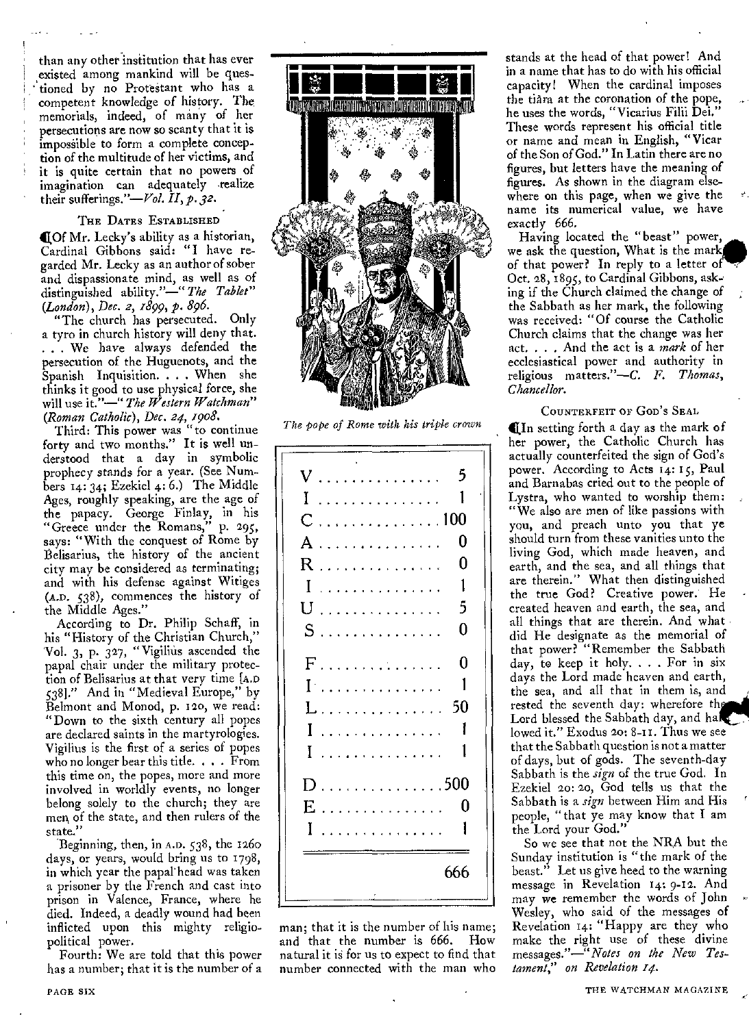than any other institution that has ever existed among mankind will be questioned by no Protestant who has a competent knowledge of history. The memorials, indeed, of many of her persecutions are now so scanty that it is impossible to form a complete conception of the multitude of her victims, and it is quite certain that no powers of imagination can adequately realize their sufferings."—*Vol. II, p. 32.*

### The Dates Established

¶Of Mr. Lecky's ability as a historian, Cardinal Gibbons said: "I have regarded Mr. Lecky as an author of sober and dispassionate mind, as well as of distinguished ability."—"*The Tablet*" (*London*), *Dec. 2, 1899, p. 896.*

"The church has persecuted. Only a tyro in church history will deny that. . . . We have always defended the persecution of the Huguenots, and the Spanish Inquisition. . . . When she thinks it good to use physical force, she will use it."—"*The Western Watchman*" (*Roman Catholic*), *Dec. 24, 1908.*

Third: This power was "to continue forty and two months." It is well understood that a day in symbolic prophecy stands for a year. (See Numbers 14: 34; Ezekiel 4: 6.) The Middle Ages, roughly speaking, are the age of the papacy. George Finlay, in his "Greece under the Romans," p. 295, says: "With the conquest of Rome by Belisarius, the history of the ancient city may be considered as terminating; and with his defense against Witiges (A.D. 538), commences the history of the Middle Ages."

According to Dr. Philip Schaff, in his "History of the Christian Church," Vol. 3, p. 327, "Vigilius ascended the papal chair under the military protection of Belisarius at that very time [A.D 538]." And in "Medieval Europe," by Belmont and Monod, p. 120, we read: "Down to the sixth century all popes are declared saints in the martyrologies. Vigilius is the first of a series of popes who no longer bear this title. . . . From this time on, the popes, more and more involved in worldly events, no longer belong solely to the church; they are men of the state, and then rulers of the state."

Beginning, then, in A.D. 538, the 1260 days, or years, would bring us to 1798, in which year the papal head was taken a prisoner by the French and cast into prison in Valence, France, where he died. Indeed, a deadly wound had been inflicted upon this mighty religio-political power.

Fourth: We are told that this power has a number; that it is the number of a man; that it is the number of his name; and that the number is 666. How natural it is for us to expect to find that number connected with the man who stands at the head of that power! And in a name that has to do with his official capacity! When the cardinal imposes the tiara at the coronation of the pope, he uses the words, "Vicarius Filii Dei." These words represent his official title or name and mean in English, "Vicar of the Son of God." In Latin there are no figures, but letters have the meaning of figures. As shown in the diagram elsewhere on this page, when we give the name its numerical value, we have exactly 666.

*The pope of Rome with his triple crown*

| | |
|---|---|
| V | 5 |
| I | 1 |
| C | 100 |
| A | 0 |
| R | 0 |
| I | 1 |
| U | 5 |
| S | 0 |
| F | 0 |
| I | 1 |
| L | 50 |
| I | 1 |
| I | 1 |
| D | 500 |
| E | 0 |
| I | 1 |
| | 666 |

Having located the "beast" power, we ask the question, What is the mark of that power? In reply to a letter of Oct. 28, 1895, to Cardinal Gibbons, asking if the Church claimed the change of the Sabbath as her mark, the following was received: "Of course the Catholic Church claims that the change was her act. . . . And the act is a *mark* of her ecclesiastical power and authority in religious matters."—*C. F. Thomas, Chancellor.*

### Counterfeit of God's Seal

¶In setting forth a day as the mark of her power, the Catholic Church has actually counterfeited the sign of God's power. According to Acts 14: 15, Paul and Barnabas cried out to the people of Lystra, who wanted to worship them: "We also are men of like passions with you, and preach unto you that ye should turn from these vanities unto the living God, which made heaven, and earth, and the sea, and all things that are therein." What then distinguished the true God? Creative power. He created heaven and earth, the sea, and all things that are therein. And what did He designate as the memorial of that power? "Remember the Sabbath day, to keep it holy. . . . For in six days the Lord made heaven and earth, the sea, and all that in them is, and rested the seventh day: wherefore the Lord blessed the Sabbath day, and hallowed it." Exodus 20: 8-11. Thus we see that the Sabbath question is not a matter of days, but of gods. The seventh-day Sabbath is the *sign* of the true God. In Ezekiel 20: 20, God tells us that the Sabbath is a *sign* between Him and His people, "that ye may know that I am the Lord your God."

So we see that not the NRA but the Sunday institution is "the mark of the beast." Let us give heed to the warning message in Revelation 14: 9-12. And may we remember the words of John Wesley, who said of the messages of Revelation 14: "Happy are they who make the right use of these divine messages."—"*Notes on the New Testament,*" *on Revelation 14.*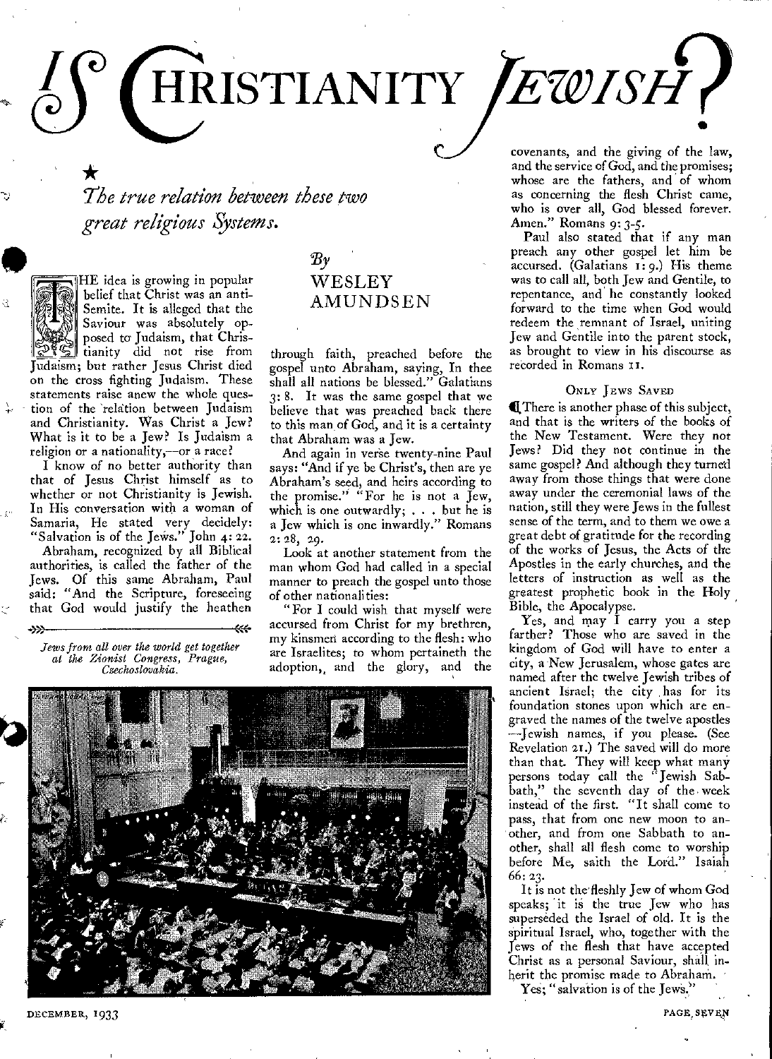# IS CHRISTIANITY JEWISH?

★

*The true relation between these two great religious Systems.*

*By* WESLEY AMUNDSEN

THE idea is growing in popular belief that Christ was an anti-Semite. It is alleged that the Saviour was absolutely opposed to Judaism, that Christianity did not rise from Judaism; but rather Jesus Christ died on the cross fighting Judaism. These statements raise anew the whole question of the relation between Judaism and Christianity. Was Christ a Jew? What is it to be a Jew? Is Judaism a religion or a nationality,—or a race?

I know of no better authority than that of Jesus Christ himself as to whether or not Christianity is Jewish. In His conversation with a woman of Samaria, He stated very decidely: "Salvation is of the Jews." John 4: 22.

Abraham, recognized by all Biblical authorities, is called the father of the Jews. Of this same Abraham, Paul said: "And the Scripture, foreseeing that God would justify the heathen through faith, preached before the gospel unto Abraham, saying, In thee shall all nations be blessed." Galatians 3: 8. It was the same gospel that we believe that was preached back there to this man of God, and it is a certainty that Abraham was a Jew.

And again in verse twenty-nine Paul says: "And if ye be Christ's, then are ye Abraham's seed, and heirs according to the promise." "For he is not a Jew, which is one outwardly; . . . but he is a Jew which is one inwardly." Romans 2: 28, 29.

Look at another statement from the man whom God had called in a special manner to preach the gospel unto those of other nationalities:

"For I could wish that myself were accursed from Christ for my brethren, my kinsmen according to the flesh: who are Israelites; to whom pertaineth the adoption, and the glory, and the covenants, and the giving of the law, and the service of God, and the promises; whose are the fathers, and of whom as concerning the flesh Christ came, who is over all, God blessed forever. Amen." Romans 9: 3-5.

Paul also stated that if any man preach any other gospel let him be accursed. (Galatians 1: 9.) His theme was to call all, both Jew and Gentile, to repentance, and he constantly looked forward to the time when God would redeem the remnant of Israel, uniting Jew and Gentile into the parent stock, as brought to view in his discourse as recorded in Romans 11.

*Jews from all over the world get together at the Zionist Congress, Prague, Czechoslovakia.*

### ONLY JEWS SAVED

There is another phase of this subject, and that is the writers of the books of the New Testament. Were they not Jews? Did they not continue in the same gospel? And although they turned away from those things that were done away under the ceremonial laws of the nation, still they were Jews in the fullest sense of the term, and to them we owe a great debt of gratitude for the recording of the works of Jesus, the Acts of the Apostles in the early churches, and the letters of instruction as well as the greatest prophetic book in the Holy Bible, the Apocalypse.

Yes, and may I carry you a step farther? Those who are saved in the kingdom of God will have to enter a city, a New Jerusalem, whose gates are named after the twelve Jewish tribes of ancient Israel; the city has for its foundation stones upon which are engraved the names of the twelve apostles —Jewish names, if you please. (See Revelation 21.) The saved will do more than that. They will keep what many persons today call the "Jewish Sabbath," the seventh day of the week instead of the first. "It shall come to pass, that from one new moon to another, and from one Sabbath to another, shall all flesh come to worship before Me, saith the Lord." Isaiah 66: 23.

It is not the fleshly Jew of whom God speaks; it is the true Jew who has superseded the Israel of old. It is the spiritual Israel, who, together with the Jews of the flesh that have accepted Christ as a personal Saviour, shall inherit the promise made to Abraham.

Yes; "salvation is of the Jews."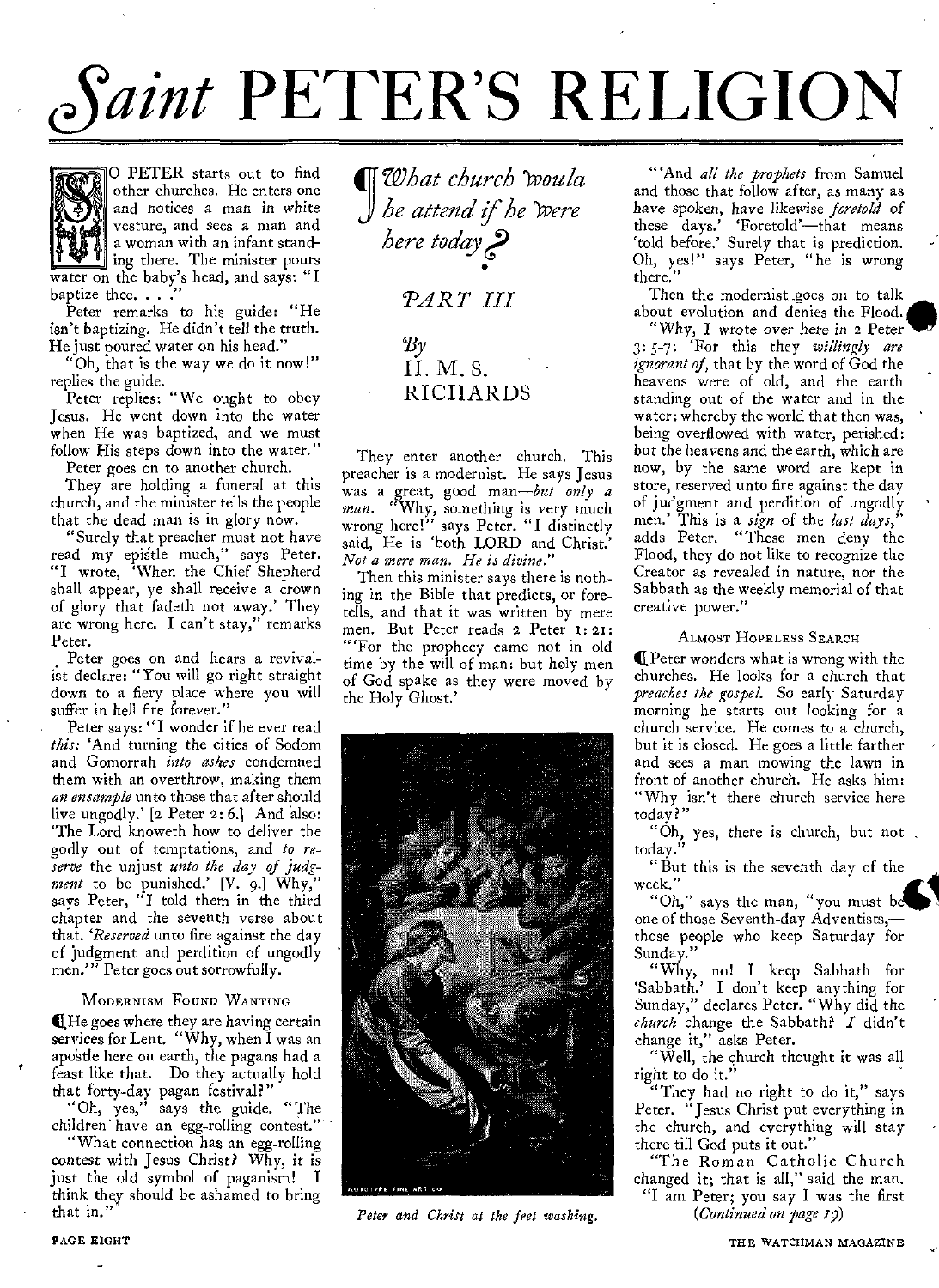# *Saint* PETER'S RELIGION

*What church would he attend if he were here today?*

*PART III*

*By* H. M. S. RICHARDS

SO PETER starts out to find other churches. He enters one and notices a man in white vesture, and sees a man and a woman with an infant standing there. The minister pours water on the baby's head, and says: "I baptize thee. . . ."

Peter remarks to his guide: "He isn't baptizing. He didn't tell the truth. He just poured water on his head."

"Oh, that is the way we do it now!" replies the guide.

Peter replies: "We ought to obey Jesus. He went down into the water when He was baptized, and we must follow His steps down into the water."

Peter goes on to another church.

They are holding a funeral at this church, and the minister tells the people that the dead man is in glory now.

"Surely that preacher must not have read my epistle much," says Peter. "I wrote, 'When the Chief Shepherd shall appear, ye shall receive a crown of glory that fadeth not away.' They are wrong here. I can't stay," remarks Peter.

Peter goes on and hears a revivalist declare: "You will go right straight down to a fiery place where you will suffer in hell fire forever."

Peter says: "I wonder if he ever read *this:* 'And turning the cities of Sodom and Gomorrah *into ashes* condemned them with an overthrow, making them *an ensample* unto those that after should live ungodly.' [2 Peter 2: 6.] And also: 'The Lord knoweth how to deliver the godly out of temptations, and *to reserve* the unjust *unto the day of judgment* to be punished.' [V. 9.] Why," says Peter, "I told them in the third chapter and the seventh verse about that. '*Reserved* unto fire against the day of judgment and perdition of ungodly men.'" Peter goes out sorrowfully.

## MODERNISM FOUND WANTING

He goes where they are having certain services for Lent. "Why, when I was an apostle here on earth, the pagans had a feast like that. Do they actually hold that forty-day pagan festival?"

"Oh, yes," says the guide. "The children have an egg-rolling contest."

"What connection has an egg-rolling contest with Jesus Christ? Why, it is just the old symbol of paganism! I think they should be ashamed to bring that in."

They enter another church. This preacher is a modernist. He says Jesus was a great, good man—*but only a man.* "Why, something is very much wrong here!" says Peter. "I distinctly said, He is 'both LORD and Christ.' *Not a mere man. He is divine.*"

Then this minister says there is nothing in the Bible that predicts, or foretells, and that it was written by mere men. But Peter reads 2 Peter 1: 21: "'For the prophecy came not in old time by the will of man: but holy men of God spake as they were moved by the Holy Ghost.'

*Peter and Christ at the feet washing.*

"'And *all the prophets* from Samuel and those that follow after, as many as have spoken, have likewise *foretold* of these days.' 'Foretold'—that means 'told before.' Surely that is prediction. Oh, yes!" says Peter, "he is wrong there."

Then the modernist goes on to talk about evolution and denies the Flood.

"Why, I wrote over here in 2 Peter 3: 5-7: 'For this they *willingly are ignorant of,* that by the word of God the heavens were of old, and the earth standing out of the water and in the water: whereby the world that then was, being overflowed with water, perished: but the heavens and the earth, which are now, by the same word are kept in store, reserved unto fire against the day of judgment and perdition of ungodly men.' This is a *sign* of the *last days,*" adds Peter. "These men deny the Flood, they do not like to recognize the Creator as revealed in nature, nor the Sabbath as the weekly memorial of that creative power."

## ALMOST HOPELESS SEARCH

Peter wonders what is wrong with the churches. He looks for a church that *preaches the gospel.* So early Saturday morning he starts out looking for a church service. He comes to a church, but it is closed. He goes a little farther and sees a man mowing the lawn in front of another church. He asks him: "Why isn't there church service here today?"

"Oh, yes, there is church, but not today."

"But this is the seventh day of the week."

"Oh," says the man, "you must be one of those Seventh-day Adventists,—those people who keep Saturday for Sunday."

"Why, no! I keep Sabbath for 'Sabbath.' I don't keep anything for Sunday," declares Peter. "Why did the *church* change the Sabbath? *I* didn't change it," asks Peter.

"Well, the church thought it was all right to do it."

"They had no right to do it," says Peter. "Jesus Christ put everything in the church, and everything will stay there till God puts it out."

"The Roman Catholic Church changed it; that is all," said the man.

"I am Peter; you say I was the first

*(Continued on page 19)*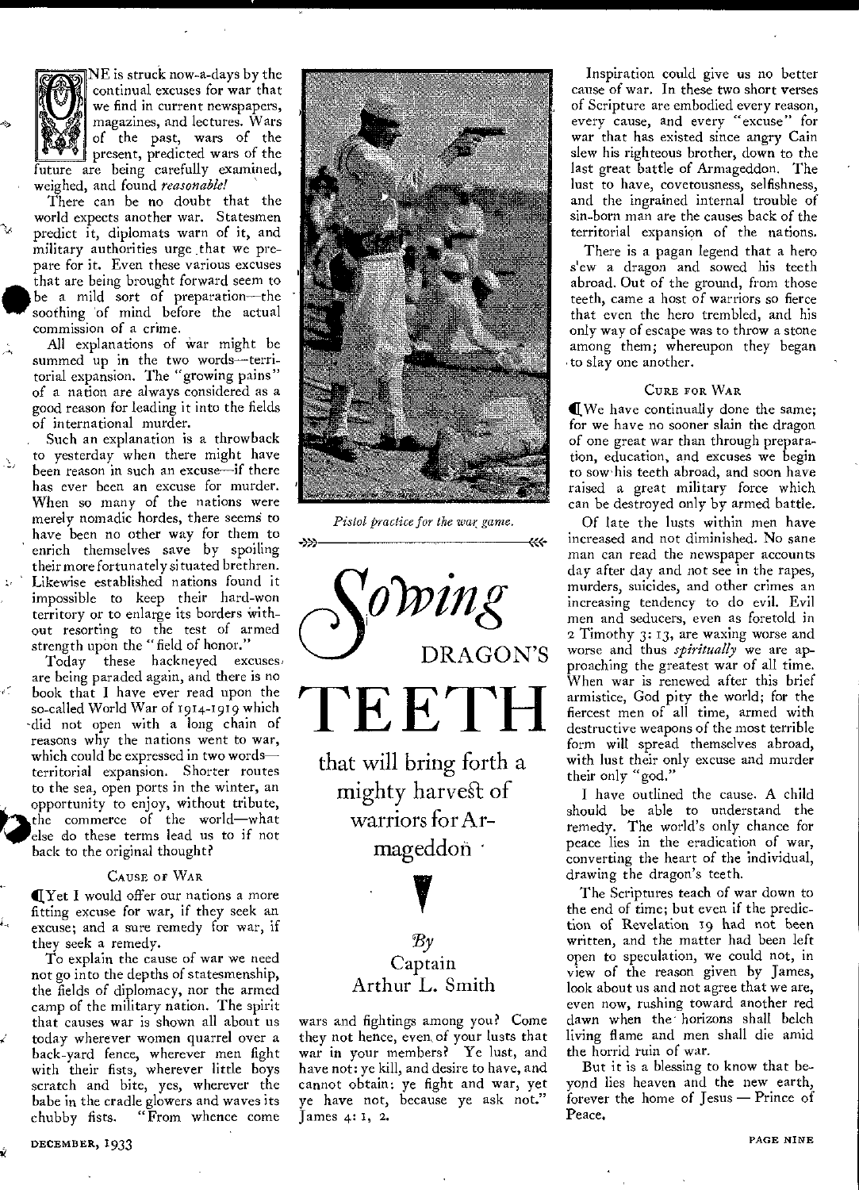# Sowing DRAGON'S TEETH

## that will bring forth a mighty harvest of warriors for Armageddon

By Captain Arthur L. Smith

ONE is struck now-a-days by the continual excuses for war that we find in current newspapers, magazines, and lectures. Wars of the past, wars of the present, predicted wars of the future are being carefully examined, weighed, and found *reasonable!*

There can be no doubt that the world expects another war. Statesmen predict it, diplomats warn of it, and military authorities urge that we prepare for it. Even these various excuses that are being brought forward seem to be a mild sort of preparation—the soothing of mind before the actual commission of a crime.

All explanations of war might be summed up in the two words—territorial expansion. The "growing pains" of a nation are always considered as a good reason for leading it into the fields of international murder.

Such an explanation is a throwback to yesterday when there might have been reason in such an excuse—if there has ever been an excuse for murder. When so many of the nations were merely nomadic hordes, there seems to have been no other way for them to enrich themselves save by spoiling their more fortunately situated brethren. Likewise established nations found it impossible to keep their hard-won territory or to enlarge its borders without resorting to the test of armed strength upon the "field of honor."

Today these hackneyed excuses are being paraded again, and there is no book that I have ever read upon the so-called World War of 1914-1919 which did not open with a long chain of reasons why the nations went to war, which could be expressed in two words—territorial expansion. Shorter routes to the sea, open ports in the winter, an opportunity to enjoy, without tribute, the commerce of the world—what else do these terms lead us to if not back to the original thought?

### Cause of War

Yet I would offer our nations a more fitting excuse for war, if they seek an excuse; and a sure remedy for war, if they seek a remedy.

To explain the cause of war we need not go into the depths of statesmenship, the fields of diplomacy, nor the armed camp of the military nation. The spirit that causes war is shown all about us today wherever women quarrel over a back-yard fence, wherever men fight with their fists, wherever little boys scratch and bite, yes, wherever the babe in the cradle glowers and waves its chubby fists. "From whence come wars and fightings among you? Come they not hence, even of your lusts that war in your members? Ye lust, and have not: ye kill, and desire to have, and cannot obtain: ye fight and war, yet ye have not, because ye ask not." James 4: 1, 2.

*Pistol practice for the war game.*

Inspiration could give us no better cause of war. In these two short verses of Scripture are embodied every reason, every cause, and every "excuse" for war that has existed since angry Cain slew his righteous brother, down to the last great battle of Armageddon. The lust to have, covetousness, selfishness, and the ingrained internal trouble of sin-born man are the causes back of the territorial expansion of the nations.

There is a pagan legend that a hero slew a dragon and sowed his teeth abroad. Out of the ground, from those teeth, came a host of warriors so fierce that even the hero trembled, and his only way of escape was to throw a stone among them; whereupon they began to slay one another.

### Cure for War

We have continually done the same; for we have no sooner slain the dragon of one great war than through preparation, education, and excuses we begin to sow his teeth abroad, and soon have raised a great military force which can be destroyed only by armed battle.

Of late the lusts within men have increased and not diminished. No sane man can read the newspaper accounts day after day and not see in the rapes, murders, suicides, and other crimes an increasing tendency to do evil. Evil men and seducers, even as foretold in 2 Timothy 3: 13, are waxing worse and worse and thus *spiritually* we are approaching the greatest war of all time. When war is renewed after this brief armistice, God pity the world; for the fiercest men of all time, armed with destructive weapons of the most terrible form will spread themselves abroad, with lust their only excuse and murder their only "god."

I have outlined the cause. A child should be able to understand the remedy. The world's only chance for peace lies in the eradication of war, converting the heart of the individual, drawing the dragon's teeth.

The Scriptures teach of war down to the end of time; but even if the prediction of Revelation 19 had not been written, and the matter had been left open to speculation, we could not, in view of the reason given by James, look about us and not agree that we are, even now, rushing toward another red dawn when the horizons shall belch living flame and men shall die amid the horrid ruin of war.

But it is a blessing to know that beyond lies heaven and the new earth, forever the home of Jesus — Prince of Peace.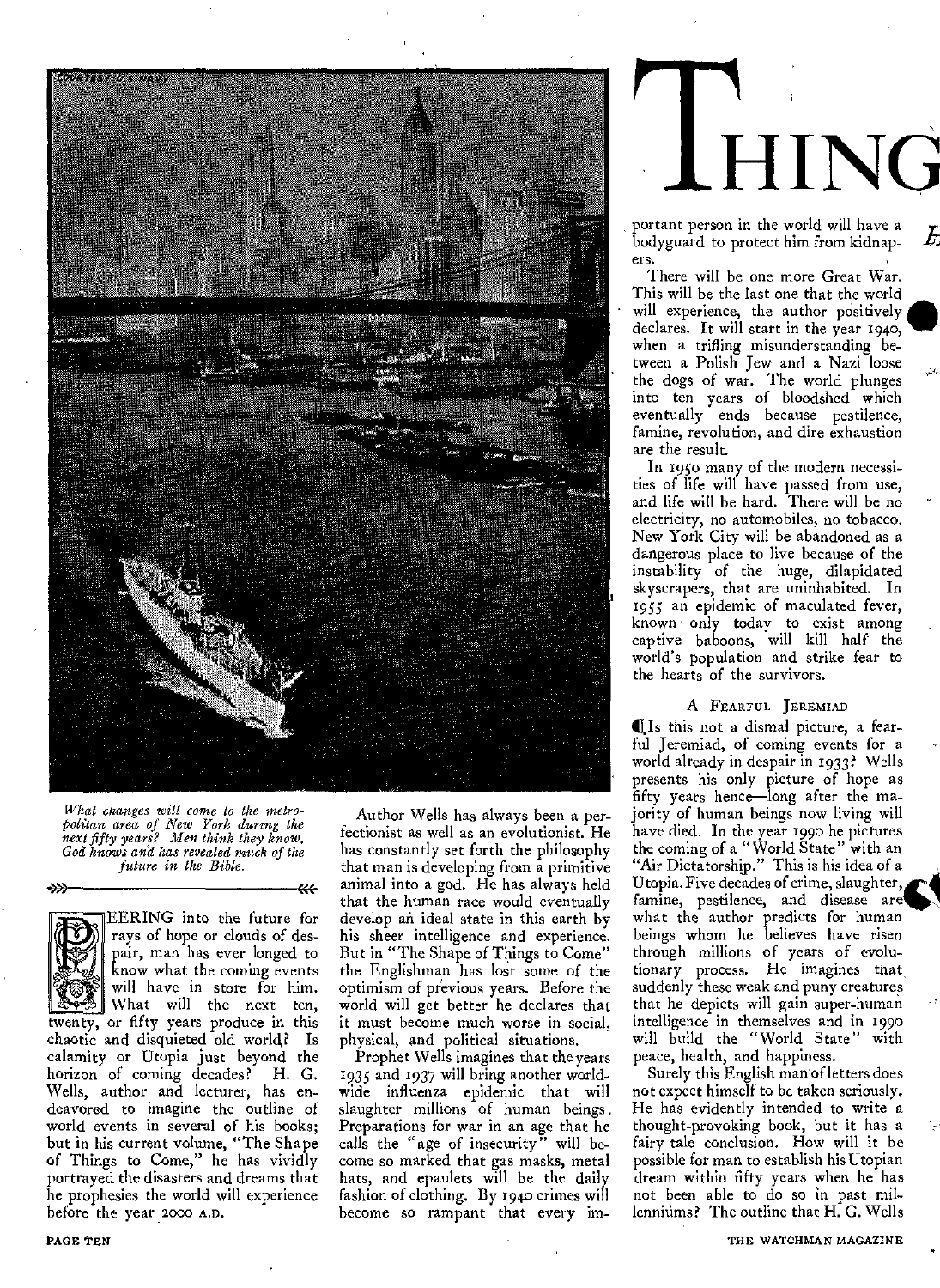# THING

*What changes will come to the metropolitan area of New York during the next fifty years? Men think they know. God knows and has revealed much of the future in the Bible.*

PEERING into the future for rays of hope or clouds of despair, man has ever longed to know what the coming events will have in store for him. What will the next ten, twenty, or fifty years produce in this chaotic and disquieted old world? Is calamity or Utopia just beyond the horizon of coming decades? H. G. Wells, author and lecturer, has endeavored to imagine the outline of world events in several of his books; but in his current volume, "The Shape of Things to Come," he has vividly portrayed the disasters and dreams that he prophesies the world will experience before the year 2000 A.D.

Author Wells has always been a perfectionist as well as an evolutionist. He has constantly set forth the philosophy that man is developing from a primitive animal into a god. He has always held that the human race would eventually develop an ideal state in this earth by his sheer intelligence and experience. But in "The Shape of Things to Come" the Englishman has lost some of the optimism of previous years. Before the world will get better he declares that it must become much worse in social, physical, and political situations.

Prophet Wells imagines that the years 1935 and 1937 will bring another worldwide influenza epidemic that will slaughter millions of human beings. Preparations for war in an age that he calls the "age of insecurity" will become so marked that gas masks, metal hats, and epaulets will be the daily fashion of clothing. By 1940 crimes will become so rampant that every important person in the world will have a bodyguard to protect him from kidnapers.

There will be one more Great War. This will be the last one that the world will experience, the author positively declares. It will start in the year 1940, when a trifling misunderstanding between a Polish Jew and a Nazi loose the dogs of war. The world plunges into ten years of bloodshed which eventually ends because pestilence, famine, revolution, and dire exhaustion are the result.

In 1950 many of the modern necessities of life will have passed from use, and life will be hard. There will be no electricity, no automobiles, no tobacco. New York City will be abandoned as a dangerous place to live because of the instability of the huge, dilapidated skyscrapers, that are uninhabited. In 1955 an epidemic of maculated fever, known only today to exist among captive baboons, will kill half the world's population and strike fear to the hearts of the survivors.

### A Fearful Jeremiad

Is this not a dismal picture, a fearful Jeremiad, of coming events for a world already in despair in 1933? Wells presents his only picture of hope as fifty years hence—long after the majority of human beings now living will have died. In the year 1990 he pictures the coming of a "World State" with an "Air Dictatorship." This is his idea of a Utopia. Five decades of crime, slaughter, famine, pestilence, and disease are what the author predicts for human beings whom he believes have risen through millions of years of evolutionary process. He imagines that suddenly these weak and puny creatures that he depicts will gain super-human intelligence in themselves and in 1990 will build the "World State" with peace, health, and happiness.

Surely this English man of letters does not expect himself to be taken seriously. He has evidently intended to write a thought-provoking book, but it has a fairy-tale conclusion. How will it be possible for man to establish his Utopian dream within fifty years when he has not been able to do so in past millenniums? The outline that H. G. Wells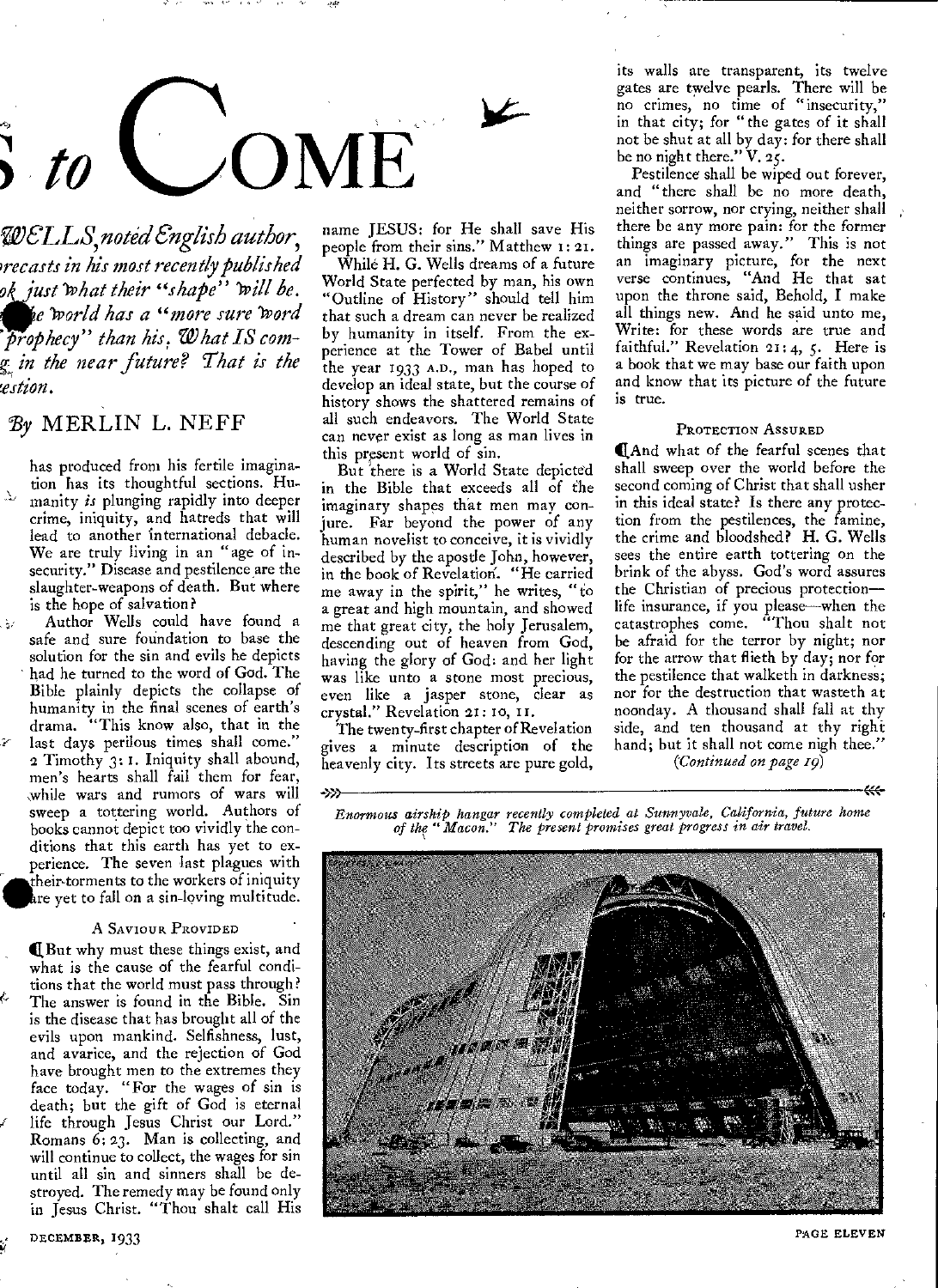# S to COME

*WELLS, noted English author, forecasts in his most recently published book just what their "shape" will be. The world has a "more sure word of prophecy" than his. What IS coming in the near future? That is the question.*

*By* MERLIN L. NEFF

has produced from his fertile imagination has its thoughtful sections. Humanity *is* plunging rapidly into deeper crime, iniquity, and hatreds that will lead to another international debacle. We are truly living in an "age of insecurity." Disease and pestilence are the slaughter-weapons of death. But where is the hope of salvation?

Author Wells could have found a safe and sure foundation to base the solution for the sin and evils he depicts had he turned to the word of God. The Bible plainly depicts the collapse of humanity in the final scenes of earth's drama. "This know also, that in the last days perilous times shall come." 2 Timothy 3:1. Iniquity shall abound, men's hearts shall fail them for fear, while wars and rumors of wars will sweep a tottering world. Authors of books cannot depict too vividly the conditions that this earth has yet to experience. The seven last plagues with their torments to the workers of iniquity are yet to fall on a sin-loving multitude.

### A Saviour Provided

But why must these things exist, and what is the cause of the fearful conditions that the world must pass through? The answer is found in the Bible. Sin is the disease that has brought all of the evils upon mankind. Selfishness, lust, and avarice, and the rejection of God have brought men to the extremes they face today. "For the wages of sin is death; but the gift of God is eternal life through Jesus Christ our Lord." Romans 6:23. Man is collecting, and will continue to collect, the wages for sin until all sin and sinners shall be destroyed. The remedy may be found only in Jesus Christ. "Thou shalt call His name JESUS: for He shall save His people from their sins." Matthew 1:21.

While H. G. Wells dreams of a future World State perfected by man, his own "Outline of History" should tell him that such a dream can never be realized by humanity in itself. From the experience at the Tower of Babel until the year 1933 A.D., man has hoped to develop an ideal state, but the course of history shows the shattered remains of all such endeavors. The World State can never exist as long as man lives in this present world of sin.

But there is a World State depicted in the Bible that exceeds all of the imaginary shapes that men may conjure. Far beyond the power of any human novelist to conceive, it is vividly described by the apostle John, however, in the book of Revelation. "He carried me away in the spirit," he writes, "to a great and high mountain, and showed me that great city, the holy Jerusalem, descending out of heaven from God, having the glory of God: and her light was like unto a stone most precious, even like a jasper stone, clear as crystal." Revelation 21:10, 11.

The twenty-first chapter of Revelation gives a minute description of the heavenly city. Its streets are pure gold, its walls are transparent, its twelve gates are twelve pearls. There will be no crimes, no time of "insecurity," in that city; for "the gates of it shall not be shut at all by day: for there shall be no night there." V. 25.

Pestilence shall be wiped out forever, and "there shall be no more death, neither sorrow, nor crying, neither shall there be any more pain: for the former things are passed away." This is not an imaginary picture, for the next verse continues, "And He that sat upon the throne said, Behold, I make all things new. And he said unto me, Write: for these words are true and faithful." Revelation 21:4, 5. Here is a book that we may base our faith upon and know that its picture of the future is true.

### Protection Assured

And what of the fearful scenes that shall sweep over the world before the second coming of Christ that shall usher in this ideal state? Is there any protection from the pestilences, the famine, the crime and bloodshed? H. G. Wells sees the entire earth tottering on the brink of the abyss. God's word assures the Christian of precious protection—life insurance, if you please—when the catastrophes come. "Thou shalt not be afraid for the terror by night; nor for the arrow that flieth by day; nor for the pestilence that walketh in darkness; nor for the destruction that wasteth at noonday. A thousand shall fall at thy side, and ten thousand at thy right hand; but it shall not come nigh thee."

*(Continued on page 19)*

*Enormous airship hangar recently completed at Sunnyvale, California, future home of the "Macon." The present promises great progress in air travel.*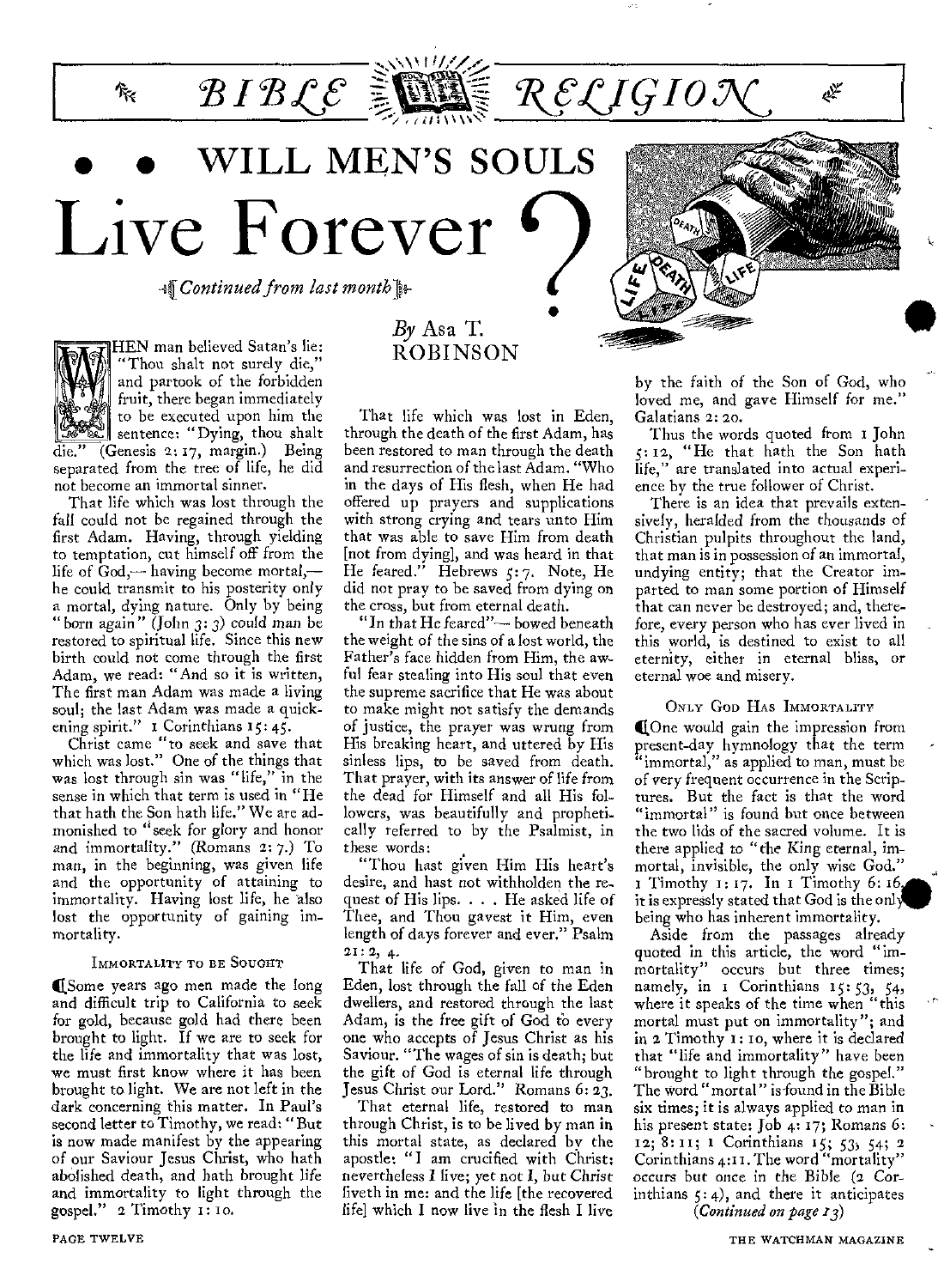# BIBLE RELIGION

# WILL MEN'S SOULS Live Forever?

*Continued from last month*

*By* Asa T. ROBINSON

WHEN man believed Satan's lie: "Thou shalt not surely die," and partook of the forbidden fruit, there began immediately to be executed upon him the sentence: "Dying, thou shalt die." (Genesis 2: 17, margin.) Being separated from the tree of life, he did not become an immortal sinner.

That life which was lost through the fall could not be regained through the first Adam. Having, through yielding to temptation, cut himself off from the life of God,— having become mortal,— he could transmit to his posterity only a mortal, dying nature. Only by being "born again" (John 3: 3) could man be restored to spiritual life. Since this new birth could not come through the first Adam, we read: "And so it is written, The first man Adam was made a living soul; the last Adam was made a quickening spirit." 1 Corinthians 15: 45.

Christ came "to seek and save that which was lost." One of the things that was lost through sin was "life," in the sense in which that term is used in "He that hath the Son hath life." We are admonished to "seek for glory and honor and immortality." (Romans 2: 7.) To man, in the beginning, was given life and the opportunity of attaining to immortality. Having lost life, he also lost the opportunity of gaining immortality.

### Immortality to be Sought

Some years ago men made the long and difficult trip to California to seek for gold, because gold had there been brought to light. If we are to seek for the life and immortality that was lost, we must first know where it has been brought to light. We are not left in the dark concerning this matter. In Paul's second letter to Timothy, we read: "But is now made manifest by the appearing of our Saviour Jesus Christ, who hath abolished death, and hath brought life and immortality to light through the gospel." 2 Timothy 1: 10.

That life which was lost in Eden, through the death of the first Adam, has been restored to man through the death and resurrection of the last Adam. "Who in the days of His flesh, when He had offered up prayers and supplications with strong crying and tears unto Him that was able to save Him from death [not from dying], and was heard in that He feared." Hebrews 5: 7. Note, He did not pray to be saved from dying on the cross, but from eternal death.

"In that He feared"— bowed beneath the weight of the sins of a lost world, the Father's face hidden from Him, the awful fear stealing into His soul that even the supreme sacrifice that He was about to make might not satisfy the demands of justice, the prayer was wrung from His breaking heart, and uttered by His sinless lips, to be saved from death. That prayer, with its answer of life from the dead for Himself and all His followers, was beautifully and prophetically referred to by the Psalmist, in these words:

"Thou hast given Him His heart's desire, and hast not withholden the request of His lips. . . . He asked life of Thee, and Thou gavest it Him, even length of days forever and ever." Psalm 21: 2, 4.

That life of God, given to man in Eden, lost through the fall of the Eden dwellers, and restored through the last Adam, is the free gift of God to every one who accepts of Jesus Christ as his Saviour. "The wages of sin is death; but the gift of God is eternal life through Jesus Christ our Lord." Romans 6: 23.

That eternal life, restored to man through Christ, is to be lived by man in this mortal state, as declared by the apostle: "I am crucified with Christ: nevertheless I live; yet not I, but Christ liveth in me: and the life [the recovered life] which I now live in the flesh I live by the faith of the Son of God, who loved me, and gave Himself for me." Galatians 2: 20.

Thus the words quoted from 1 John 5: 12, "He that hath the Son hath life," are translated into actual experience by the true follower of Christ.

There is an idea that prevails extensively, heralded from the thousands of Christian pulpits throughout the land, that man is in possession of an immortal, undying entity; that the Creator imparted to man some portion of Himself that can never be destroyed; and, therefore, every person who has ever lived in this world, is destined to exist to all eternity, either in eternal bliss, or eternal woe and misery.

### Only God Has Immortality

One would gain the impression from present-day hymnology that the term "immortal," as applied to man, must be of very frequent occurrence in the Scriptures. But the fact is that the word "immortal" is found but once between the two lids of the sacred volume. It is there applied to "the King eternal, immortal, invisible, the only wise God." 1 Timothy 1: 17. In 1 Timothy 6: 16, it is expressly stated that God is the only being who has inherent immortality.

Aside from the passages already quoted in this article, the word "immortality" occurs but three times; namely, in 1 Corinthians 15: 53, 54, where it speaks of the time when "this mortal must put on immortality"; and in 2 Timothy 1: 10, where it is declared that "life and immortality" have been "brought to light through the gospel." The word "mortal" is found in the Bible six times; it is always applied to man in his present state: Job 4: 17; Romans 6: 12; 8: 11; 1 Corinthians 15; 53, 54; 2 Corinthians 4: 11. The word "mortality" occurs but once in the Bible (2 Corinthians 5: 4), and there it anticipates

*(Continued on page 13)*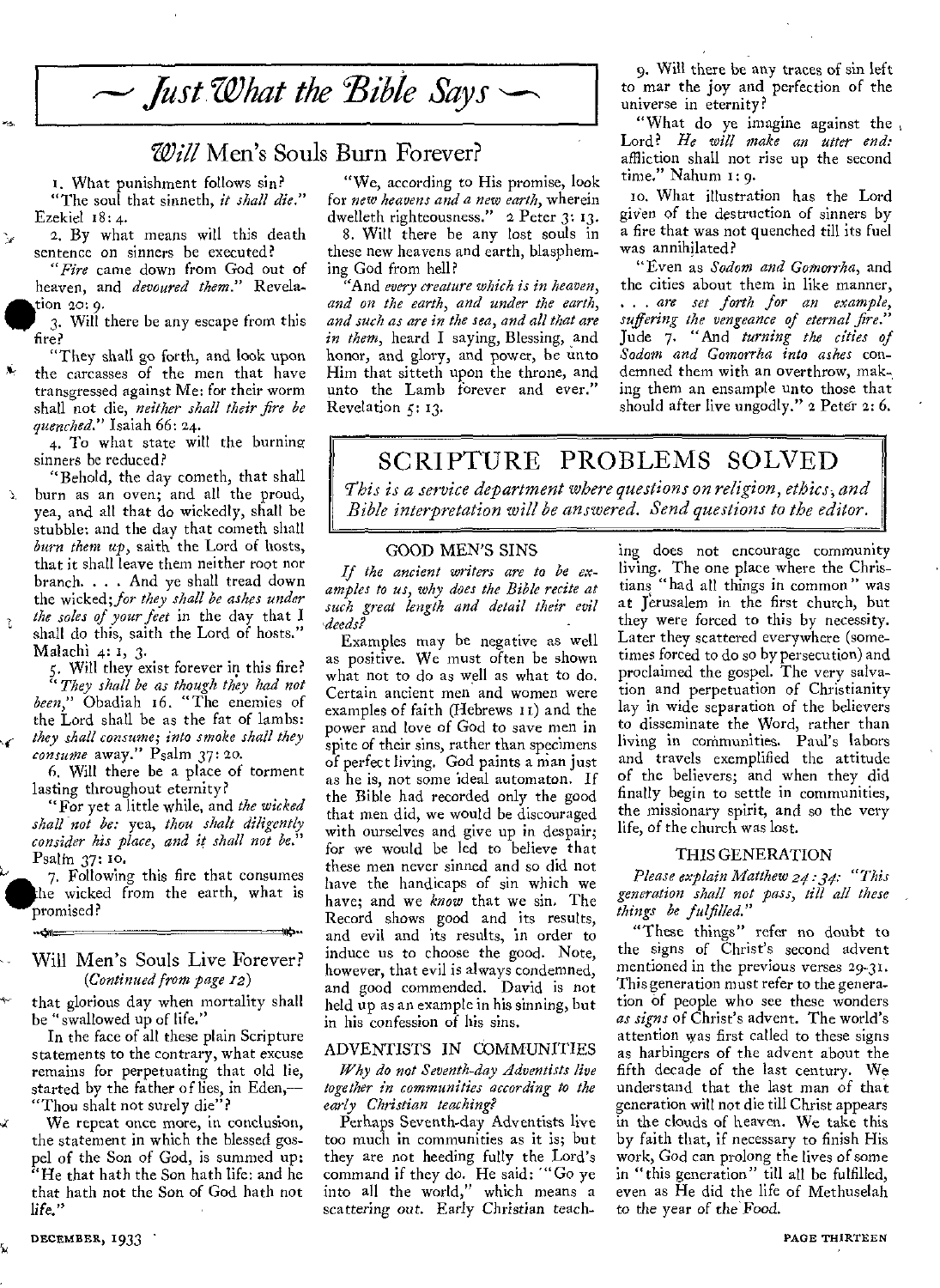# Just What the Bible Says

## *Will* Men's Souls Burn Forever?

1. What punishment follows sin?

"The soul that sinneth, *it shall die.*" Ezekiel 18: 4.

2. By what means will this death sentence on sinners be executed?

"*Fire* came down from God out of heaven, and *devoured them.*" Revelation 20: 9.

3. Will there be any escape from this fire?

"They shall go forth, and look upon the carcasses of the men that have transgressed against Me: for their worm shall not die, *neither shall their fire be quenched.*" Isaiah 66: 24.

4. To what state will the burning sinners be reduced?

"Behold, the day cometh, that shall burn as an oven; and all the proud, yea, and all that do wickedly, shall be stubble: and the day that cometh shall *burn them up,* saith the Lord of hosts, that it shall leave them neither root nor branch. . . . And ye shall tread down the wicked; *for they shall be ashes under the soles of your feet* in the day that I shall do this, saith the Lord of hosts." Malachi 4: 1, 3.

5. Will they exist forever in this fire?

"*They shall be as though they had not been,*" Obadiah 16. "The enemies of the Lord shall be as the fat of lambs: *they shall consume; into smoke shall they consume* away." Psalm 37: 20.

6. Will there be a place of torment lasting throughout eternity?

"For yet a little while, and *the wicked shall not be:* yea, *thou shalt diligently consider his place, and it shall not be.*" Psalm 37: 10.

7. Following this fire that consumes the wicked from the earth, what is promised?

"We, according to His promise, look for *new heavens and a new earth,* wherein dwelleth righteousness." 2 Peter 3: 13.

8. Will there be any lost souls in these new heavens and earth, blaspheming God from hell?

"And *every creature which is in heaven, and on the earth, and under the earth, and such as are in the sea, and all that are in them,* heard I saying, Blessing, and honor, and glory, and power, be unto Him that sitteth upon the throne, and unto the Lamb forever and ever." Revelation 5: 13.

9. Will there be any traces of sin left to mar the joy and perfection of the universe in eternity?

"What do ye imagine against the Lord? *He will make an utter end:* affliction shall not rise up the second time." Nahum 1: 9.

10. What illustration has the Lord given of the destruction of sinners by a fire that was not quenched till its fuel was annihilated?

"Even as *Sodom and Gomorrha,* and the cities about them in like manner, . . . *are set forth for an example, suffering the vengeance of eternal fire.*" Jude 7. "And *turning the cities of Sodom and Gomorrha into ashes* condemned them with an overthrow, making them an ensample unto those that should after live ungodly." 2 Peter 2: 6.

---

## Will Men's Souls Live Forever?

*(Continued from page 12)*

that glorious day when mortality shall be "swallowed up of life."

In the face of all these plain Scripture statements to the contrary, what excuse remains for perpetuating that old lie, started by the father of lies, in Eden,—"Thou shalt not surely die"?

We repeat once more, in conclusion, the statement in which the blessed gospel of the Son of God, is summed up: "He that hath the Son hath life: and he that hath not the Son of God hath not life."

---

# SCRIPTURE PROBLEMS SOLVED

*This is a service department where questions on religion, ethics, and Bible interpretation will be answered. Send questions to the editor.*

### GOOD MEN'S SINS

*If the ancient writers are to be examples to us, why does the Bible recite at such great length and detail their evil deeds?*

Examples may be negative as well as positive. We must often be shown what not to do as well as what to do. Certain ancient men and women were examples of faith (Hebrews 11) and the power and love of God to save men in spite of their sins, rather than specimens of perfect living. God paints a man just as he is, not some ideal automaton. If the Bible had recorded only the good that men did, we would be discouraged with ourselves and give up in despair; for we would be led to believe that these men never sinned and so did not have the handicaps of sin which we have; and we *know* that we sin. The Record shows good and its results, and evil and its results, in order to induce us to choose the good. Note, however, that evil is always condemned, and good commended. David is not held up as an example in his sinning, but in his confession of his sins.

### ADVENTISTS IN COMMUNITIES

*Why do not Seventh-day Adventists live together in communities according to the early Christian teaching?*

Perhaps Seventh-day Adventists live too much in communities as it is; but they are not heeding fully the Lord's command if they do. He said: "Go ye into all the world," which means a scattering out. Early Christian teaching does not encourage community living. The one place where the Christians "had all things in common" was at Jerusalem in the first church, but they were forced to this by necessity. Later they scattered everywhere (sometimes forced to do so by persecution) and proclaimed the gospel. The very salvation and perpetuation of Christianity lay in wide separation of the believers to disseminate the Word, rather than living in communities. Paul's labors and travels exemplified the attitude of the believers; and when they did finally begin to settle in communities, the missionary spirit, and so the very life, of the church was lost.

### THIS GENERATION

*Please explain Matthew 24: 34: "This generation shall not pass, till all these things be fulfilled."*

"These things" refer no doubt to the signs of Christ's second advent mentioned in the previous verses 29-31. This generation must refer to the generation of people who see these wonders *as signs* of Christ's advent. The world's attention was first called to these signs as harbingers of the advent about the fifth decade of the last century. We understand that the last man of that generation will not die till Christ appears in the clouds of heaven. We take this by faith that, if necessary to finish His work, God can prolong the lives of some in "this generation" till all be fulfilled, even as He did the life of Methuselah to the year of the Food.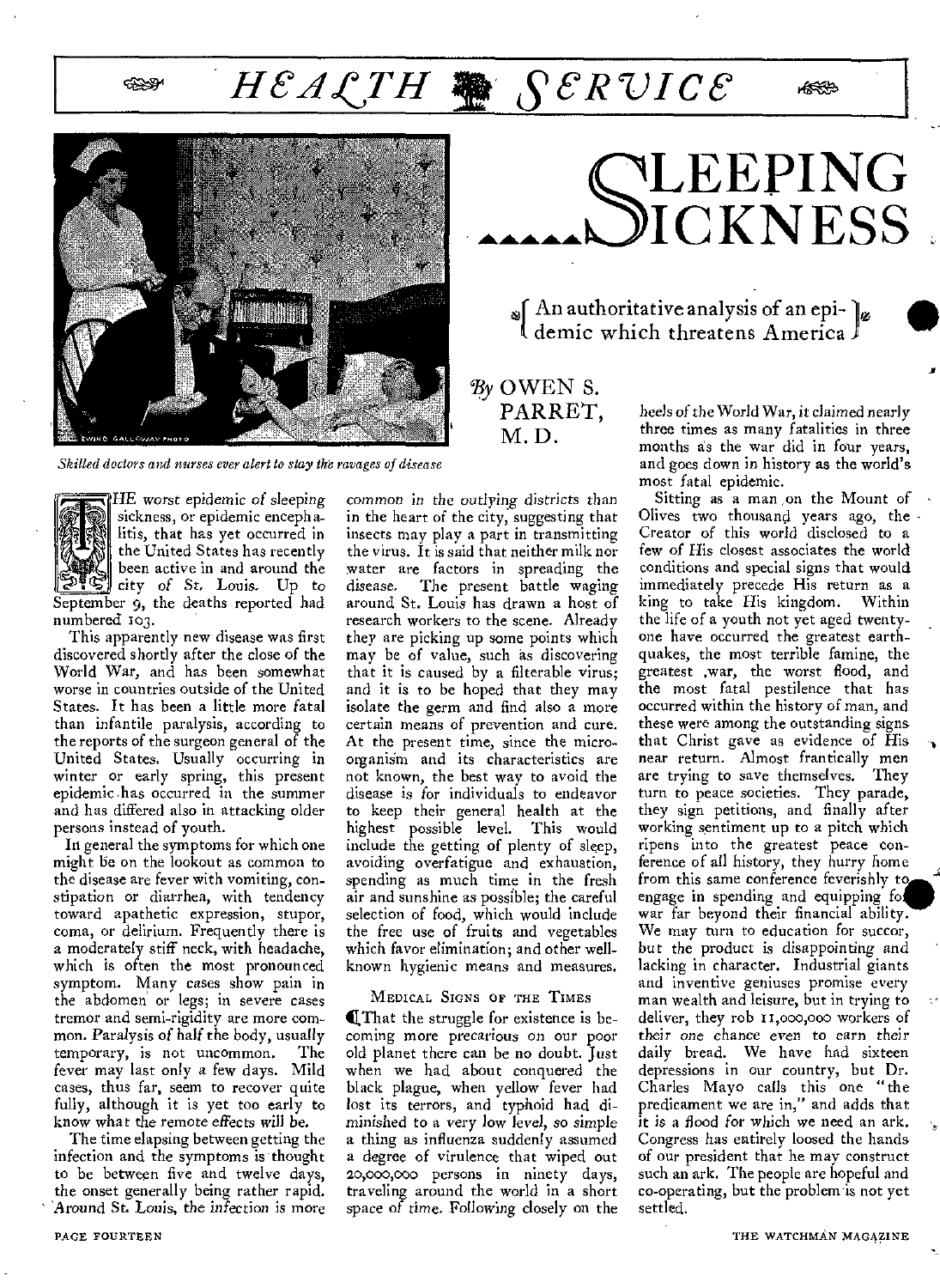# HEALTH SERVICE

# SLEEPING SICKNESS

An authoritative analysis of an epidemic which threatens America

*By* OWEN S. PARRET, M. D.

*Skilled doctors and nurses ever alert to stay the ravages of disease*

THE worst epidemic of sleeping sickness, or epidemic encephalitis, that has yet occurred in the United States has recently been active in and around the city of St. Louis. Up to September 9, the deaths reported had numbered 103.

This apparently new disease was first discovered shortly after the close of the World War, and has been somewhat worse in countries outside of the United States. It has been a little more fatal than infantile paralysis, according to the reports of the surgeon general of the United States. Usually occurring in winter or early spring, this present epidemic has occurred in the summer and has differed also in attacking older persons instead of youth.

In general the symptoms for which one might be on the lookout as common to the disease are fever with vomiting, constipation or diarrhea, with tendency toward apathetic expression, stupor, coma, or delirium. Frequently there is a moderately stiff neck, with headache, which is often the most pronounced symptom. Many cases show pain in the abdomen or legs; in severe cases tremor and semi-rigidity are more common. Paralysis of half the body, usually temporary, is not uncommon. The fever may last only a few days. Mild cases, thus far, seem to recover quite fully, although it is yet too early to know what the remote effects will be.

The time elapsing between getting the infection and the symptoms is thought to be between five and twelve days, the onset generally being rather rapid. Around St. Louis, the infection is more common in the outlying districts than in the heart of the city, suggesting that insects may play a part in transmitting the virus. It is said that neither milk nor water are factors in spreading the disease. The present battle waging around St. Louis has drawn a host of research workers to the scene. Already they are picking up some points which may be of value, such as discovering that it is caused by a filterable virus; and it is to be hoped that they may isolate the germ and find also a more certain means of prevention and cure. At the present time, since the microorganism and its characteristics are not known, the best way to avoid the disease is for individuals to endeavor to keep their general health at the highest possible level. This would include the getting of plenty of sleep, avoiding overfatigue and exhaustion, spending as much time in the fresh air and sunshine as possible; the careful selection of food, which would include the free use of fruits and vegetables which favor elimination; and other well-known hygienic means and measures.

## MEDICAL SIGNS OF THE TIMES

That the struggle for existence is becoming more precarious on our poor old planet there can be no doubt. Just when we had about conquered the black plague, when yellow fever had lost its terrors, and typhoid had diminished to a very low level, so simple a thing as influenza suddenly assumed a degree of virulence that wiped out 20,000,000 persons in ninety days, traveling around the world in a short space of time. Following closely on the heels of the World War, it claimed nearly three times as many fatalities in three months as the war did in four years, and goes down in history as the world's most fatal epidemic.

Sitting as a man on the Mount of Olives two thousand years ago, the Creator of this world disclosed to a few of His closest associates the world conditions and special signs that would immediately precede His return as a king to take His kingdom. Within the life of a youth not yet aged twenty-one have occurred the greatest earthquakes, the most terrible famine, the greatest war, the worst flood, and the most fatal pestilence that has occurred within the history of man, and these were among the outstanding signs that Christ gave as evidence of His near return. Almost frantically men are trying to save themselves. They turn to peace societies. They parade, they sign petitions, and finally after working sentiment up to a pitch which ripens into the greatest peace conference of all history, they hurry home from this same conference feverishly to engage in spending and equipping for war far beyond their financial ability. We may turn to education for succor, but the product is disappointing and lacking in character. Industrial giants and inventive geniuses promise every man wealth and leisure, but in trying to deliver, they rob 11,000,000 workers of their one chance even to earn their daily bread. We have had sixteen depressions in our country, but Dr. Charles Mayo calls this one "the predicament we are in," and adds that it is a flood for which we need an ark. Congress has entirely loosed the hands of our president that he may construct such an ark. The people are hopeful and co-operating, but the problem is not yet settled.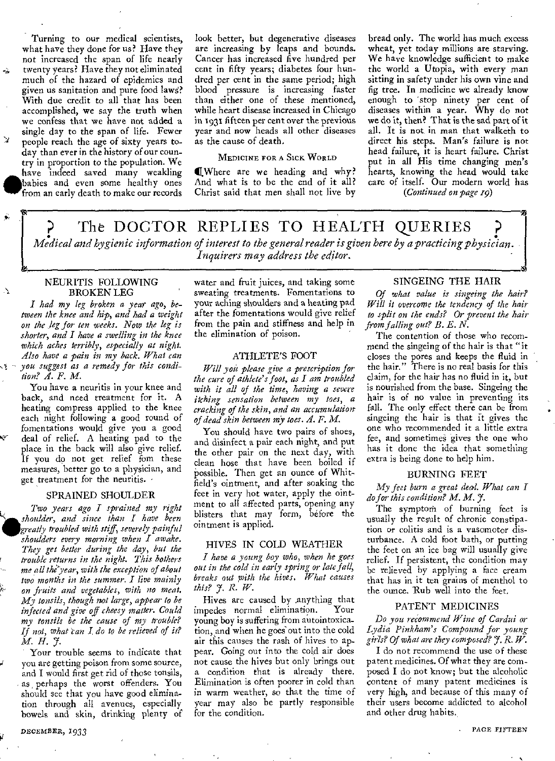Turning to our medical scientists, what have they done for us? Have they not increased the span of life nearly twenty years? Have they not eliminated much of the hazard of epidemics and given us sanitation and pure food laws? With due credit to all that has been accomplished, we say the truth when we confess that we have not added a single day to the span of life. Fewer people reach the age of sixty years today than ever in the history of our country in proportion to the population. We have indeed saved many weakling babies and even some healthy ones from an early death to make our records look better, but degenerative diseases are increasing by leaps and bounds. Cancer has increased five hundred per cent in fifty years; diabetes four hundred per cent in the same period; high blood pressure is increasing faster than either one of these mentioned, while heart disease increased in Chicago in 1931 fifteen per cent over the previous year and now heads all other diseases as the cause of death.

### Medicine for a Sick World

Where are we heading and why? And what is to be the end of it all? Christ said that men shall not live by bread only. The world has much excess wheat, yet today millions are starving. We have knowledge sufficient to make the world a Utopia, with every man sitting in safety under his own vine and fig tree. In medicine we already know enough to stop ninety per cent of diseases within a year. Why do not we do it, then? That is the sad part of it all. It is not in man that walketh to direct his steps. Man's failure is not head failure, it is heart failure. Christ put in all His time changing men's hearts, knowing the head would take care of itself. Our modern world has

*(Continued on page 19)*

## The DOCTOR REPLIES TO HEALTH QUERIES

*Medical and hygienic information of interest to the general reader is given here by a practicing physician. Inquirers may address the editor.*

### NEURITIS FOLLOWING BROKEN LEG

*I had my leg broken a year ago, between the knee and hip, and had a weight on the leg for ten weeks. Now the leg is shorter, and I have a swelling in the knee which aches terribly, especially at night. Also have a pain in my back. What can you suggest as a remedy for this condition? A. F. M.*

You have a neuritis in your knee and back, and need treatment for it. A heating compress applied to the knee each night following a good round of fomentations would give you a good deal of relief. A heating pad to the place in the back will also give relief. If you do not get relief fom these measures, better go to a physician, and get treatment for the neuritis.

### SPRAINED SHOULDER

*Two years ago I sprained my right shoulder, and since than I have been greatly troubled with stiff, severely painful shoulders every morning when I awake. They get better during the day, but the trouble returns in the night. This bothers me all the year, with the exception of about two months in the summer. I live mainly on fruits and vegetables, with no meat. My tonsils, though not large, appear to be infected and give off cheesy matter. Could my tonsils be the cause of my trouble? If not, what can I do to be relieved of it? M. H. J.*

Your trouble seems to indicate that you are getting poison from some source, and I would first get rid of those tonsils, as perhaps the worst offenders. You should see that you have good elimination through all avenues, especially bowels and skin, drinking plenty of water and fruit juices, and taking some sweating treatments. Fomentations to your aching shoulders and a heating pad after the fomentations would give relief from the pain and stiffness and help in the elimination of poison.

### ATHLETE'S FOOT

*Will you please give a prescription for the cure of athlete's foot, as I am troubled with it all of the time, having a severe itching sensation between my toes, a cracking of the skin, and an accumulation of dead skin between my toes. A. F. M.*

You should have two pairs of shoes, and disinfect a pair each night, and put the other pair on the next day, with clean hose that have been boiled if possible. Then get an ounce of Whitfield's ointment, and after soaking the feet in very hot water, apply the ointment to all affected parts, opening any blisters that may form, before the ointment is applied.

### HIVES IN COLD WEATHER

*I have a young boy who, when he goes out in the cold in early spring or late fall, breaks out with the hives. What causes this? J. R. W.*

Hives are caused by anything that impedes normal elimination. Your young boy is suffering from autointoxication, and when he goes out into the cold air this causes the rash of hives to appear. Going out into the cold air does not cause the hives but only brings out a condition that is already there. Elimination is often poorer in cold than in warm weather, so that the time of year may also be partly responsible for the condition.

### SINGEING THE HAIR

*Of what value is singeing the hair? Will it overcome the tendency of the hair to split on the ends? Or prevent the hair from falling out? B. E. N.*

The contention of those who recommend the singeing of the hair is that "it closes the pores and keeps the fluid in the hair." There is no real basis for this claim, for the hair has no fluid in it, but is nourished from the base. Singeing the hair is of no value in preventing its fall. The only effect there can be from singeing the hair is that it gives the one who recommended it a little extra fee, and sometimes gives the one who has it done the idea that something extra is being done to help him.

### BURNING FEET

*My feet burn a great deal. What can I do for this condition? M. M. J.*

The symptom of burning feet is usually the result of chronic constipation or colitis and is a vasomotor disturbance. A cold foot bath, or putting the feet on an ice bag will usually give relief. If persistent, the condition may be relieved by applying a face cream that has in it ten grains of menthol to the ounce. Rub well into the feet.

### PATENT MEDICINES

*Do you recommend Wine of Cardui or Lydia Pinkham's Compound for young girls? Of what are they composed? J. R. W.*

I do not recommend the use of these patent medicines. Of what they are composed I do not know; but the alcoholic content of many patent medicines is very high, and because of this many of their users become addicted to alcohol and other drug habits.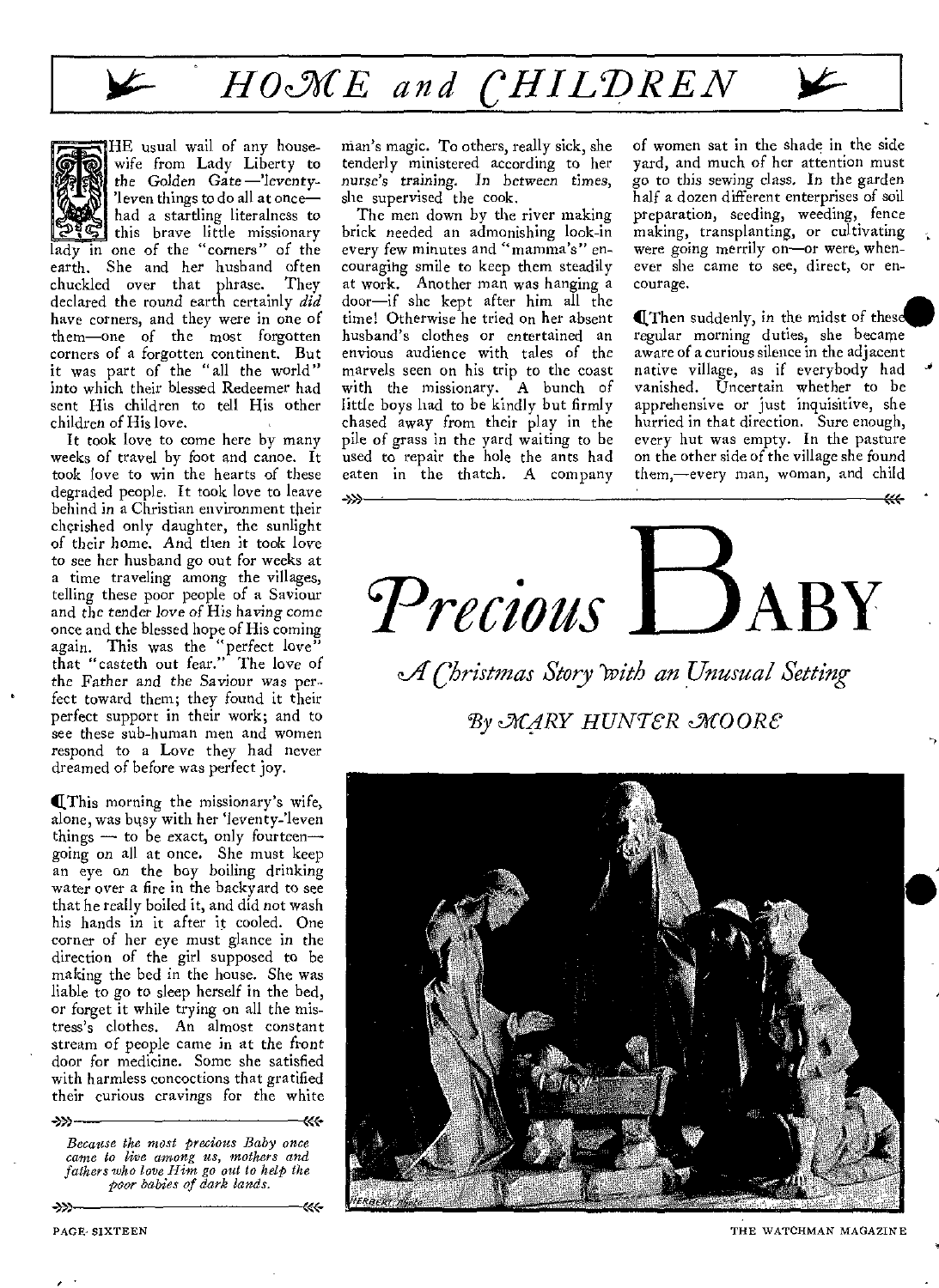# HOME and CHILDREN

# Precious BABY

*A Christmas Story with an Unusual Setting*

*By MARY HUNTER MOORE*

THE usual wail of any housewife from Lady Liberty to the Golden Gate—'leventy-'leven things to do all at once—had a startling literalness to this brave little missionary lady in one of the "corners" of the earth. She and her husband often chuckled over that phrase. They declared the round earth certainly *did* have corners, and they were in one of them—one of the most forgotten corners of a forgotten continent. But it was part of the "all the world" into which their blessed Redeemer had sent His children to tell His other children of His love.

It took love to come here by many weeks of travel by foot and canoe. It took love to win the hearts of these degraded people. It took love to leave behind in a Christian environment their cherished only daughter, the sunlight of their home. And then it took love to see her husband go out for weeks at a time traveling among the villages, telling these poor people of a Saviour and the tender love of His having come once and the blessed hope of His coming again. This was the "perfect love" that "casteth out fear." The love of the Father and the Saviour was perfect toward them; they found it their perfect support in their work; and to see these sub-human men and women respond to a Love they had never dreamed of before was perfect joy.

This morning the missionary's wife, alone, was busy with her 'leventy-'leven things — to be exact, only fourteen—going on all at once. She must keep an eye on the boy boiling drinking water over a fire in the backyard to see that he really boiled it, and did not wash his hands in it after it cooled. One corner of her eye must glance in the direction of the girl supposed to be making the bed in the house. She was liable to go to sleep herself in the bed, or forget it while trying on all the mistress's clothes. An almost constant stream of people came in at the front door for medicine. Some she satisfied with harmless concoctions that gratified their curious cravings for the white man's magic. To others, really sick, she tenderly ministered according to her nurse's training. In between times, she supervised the cook.

The men down by the river making brick needed an admonishing look-in every few minutes and "mamma's" encouraging smile to keep them steadily at work. Another man was hanging a door—if she kept after him all the time! Otherwise he tried on her absent husband's clothes or entertained an envious audience with tales of the marvels seen on his trip to the coast with the missionary. A bunch of little boys had to be kindly but firmly chased away from their play in the pile of grass in the yard waiting to be used to repair the hole the ants had eaten in the thatch. A company of women sat in the shade in the side yard, and much of her attention must go to this sewing class. In the garden half a dozen different enterprises of soil preparation, seeding, weeding, fence making, transplanting, or cultivating were going merrily on—or were, whenever she came to see, direct, or encourage.

Then suddenly, in the midst of these regular morning duties, she became aware of a curious silence in the adjacent native village, as if everybody had vanished. Uncertain whether to be apprehensive or just inquisitive, she hurried in that direction. Sure enough, every hut was empty. In the pasture on the other side of the village she found them,—every man, woman, and child

*Because the most precious Baby once came to live among us, mothers and fathers who love Him go out to help the poor babies of dark lands.*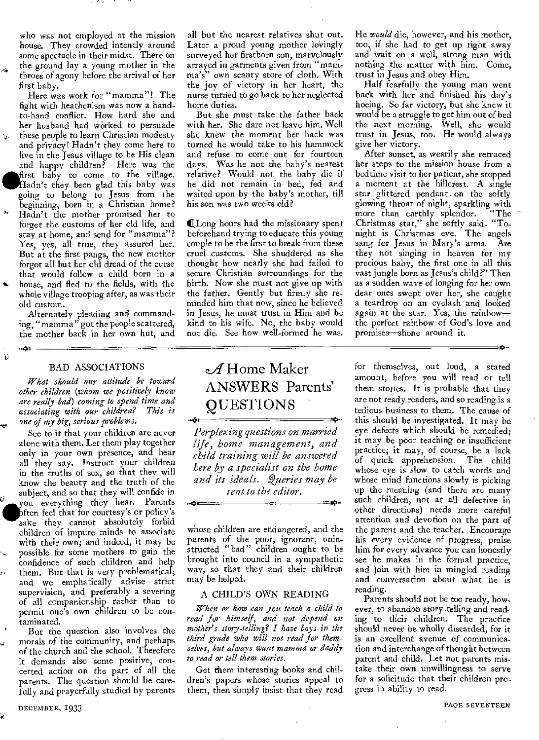who was not employed at the mission house. They crowded intently around some spectacle in their midst. There on the ground lay a young mother in the throes of agony before the arrival of her first baby.

Here was work for "mamma"! The fight with heathenism was now a hand-to-hand conflict. How hard she and her husband had worked to persuade these people to learn Christian modesty and privacy! Hadn't they come here to live in the Jesus village to be His clean and happy children? Here was the first baby to come to the village. Hadn't they been glad this baby was going to belong to Jesus from the beginning, born in a Christian home? Hadn't the mother promised her to forget the customs of her old life, and stay at home, and send for "mamma"? Yes, yes, all true, they assured her. But at the first pangs, the new mother forgot all but her old dread of the curse that would follow a child born in a house, and fled to the fields, with the whole village trooping after, as was their old custom.

Alternately pleading and commanding, "mamma" got the people scattered, the mother back in her own hut, and all but the nearest relatives shut out. Later a proud young mother lovingly surveyed her firstborn son, marvelously arrayed in garments given from "mamma's" own scanty store of cloth. With the joy of victory in her heart, the nurse turned to go back to her neglected home duties.

But she must take the father back with her. She dare not leave him. Well she knew the moment her back was turned he would take to his hammock and refuse to come out for fourteen days. Was he not the baby's nearest relative? Would not the baby die if he did not remain in bed, fed and waited upon by the baby's mother, till his son was two weeks old?

Long hours had the missionary spent beforehand trying to educate this young couple to be the first to break from these cruel customs. She shuddered as she thought how nearly she had failed to secure Christian surroundings for the birth. Now she must not give up with the father. Gently but firmly she reminded him that now, since he believed in Jesus, he must trust in Him and be kind to his wife. No, the baby would not die. See how well-formed he was. He *would* die, however, and his mother, too, if she had to get up right away and wait on a well, strong man with nothing the matter with him. Come, trust in Jesus and obey Him.

Half fearfully the young man went back with her and finished his day's hoeing. So far victory, but she knew it would be a struggle to get him out of bed the next morning. Well, she would trust in Jesus, too. He would always give her victory.

After sunset, as wearily she retraced her steps to the mission house from a bedtime visit to her patient, she stopped a moment at the hillcrest. A single star glittered pendant on the softly glowing throat of night, sparkling with more than earthly splendor. "The Christmas star," she softly said. "To-night is Christmas eve. The angels sang for Jesus in Mary's arms. Are they not singing in heaven for my precious baby, the first one in all this vast jungle born as Jesus's child?" Then as a sudden wave of longing for her own dear ones swept over her, she caught a teardrop on an eyelash and looked again at the star. Yes, the rainbow—the perfect rainbow of God's love and promises—shone around it.

---

# *A* Home Maker ANSWERS Parents' QUESTIONS

*Perplexing questions on married life, home management, and child training will be answered here by a specialist on the home and its ideals. Queries may be sent to the editor.*

## BAD ASSOCIATIONS

*What should our attitude be toward other children (whom we positively know are really bad) coming to spend time and associating with our children? This is one of my big, serious problems.*

See to it that your children are never alone with them. Let them play together only in your own presence, and hear all they say. Instruct your children in the truths of sex, so that they will know the beauty and the truth of the subject, and so that they will confide in you everything they hear. Parents often feel that for courtesy's or policy's sake they cannot absolutely forbid children of impure minds to associate with their own; and indeed, it may be possible for some mothers to gain the confidence of such children and help them. But that is very problematical; and we emphatically advise strict supervision, and preferably a severing of all companionship rather than to permit one's own children to be contaminated.

But the question also involves the morals of the community, and perhaps of the church and the school. Therefore it demands also some positive, concerted action on the part of all the parents. The question should be carefully and prayerfully studied by parents whose children are endangered, and the parents of the poor, ignorant, uninstructed "bad" children ought to be brought into council in a sympathetic way, so that they and their children may be helped.

## A CHILD'S OWN READING

*When or how can you teach a child to read for himself, and not depend on mother's story-telling? I have boys in the third grade who will not read for themselves, but always want mamma or daddy to read or tell them stories.*

Get them interesting books and children's papers whose stories appeal to them, then simply insist that they read for themselves, out loud, a stated amount, before you will read or tell them stories. It is probable that they are not ready readers, and so reading is a tedious business to them. The cause of this should be investigated. It may be eye defects which should be remedied; it may be poor teaching or insufficient practice; it may, of course, be a lack of quick apprehension. The child whose eye is slow to catch words and whose mind functions slowly is picking up the meaning (and there are many such children, not at all defective in other directions) needs more careful attention and devotion on the part of the parent and the teacher. Encourage his every evidence of progress, praise him for every advance you can honestly see he makes in the formal practice, and join with him in mingled reading and conversation about what he is reading.

Parents should not be too ready, however, to abandon story-telling and reading to their children. The practice should never be wholly discarded, for it is an excellent avenue of communication and interchange of thought between parent and child. Let not parents mistake their own unwillingness to serve for a solicitude that their children progress in ability to read.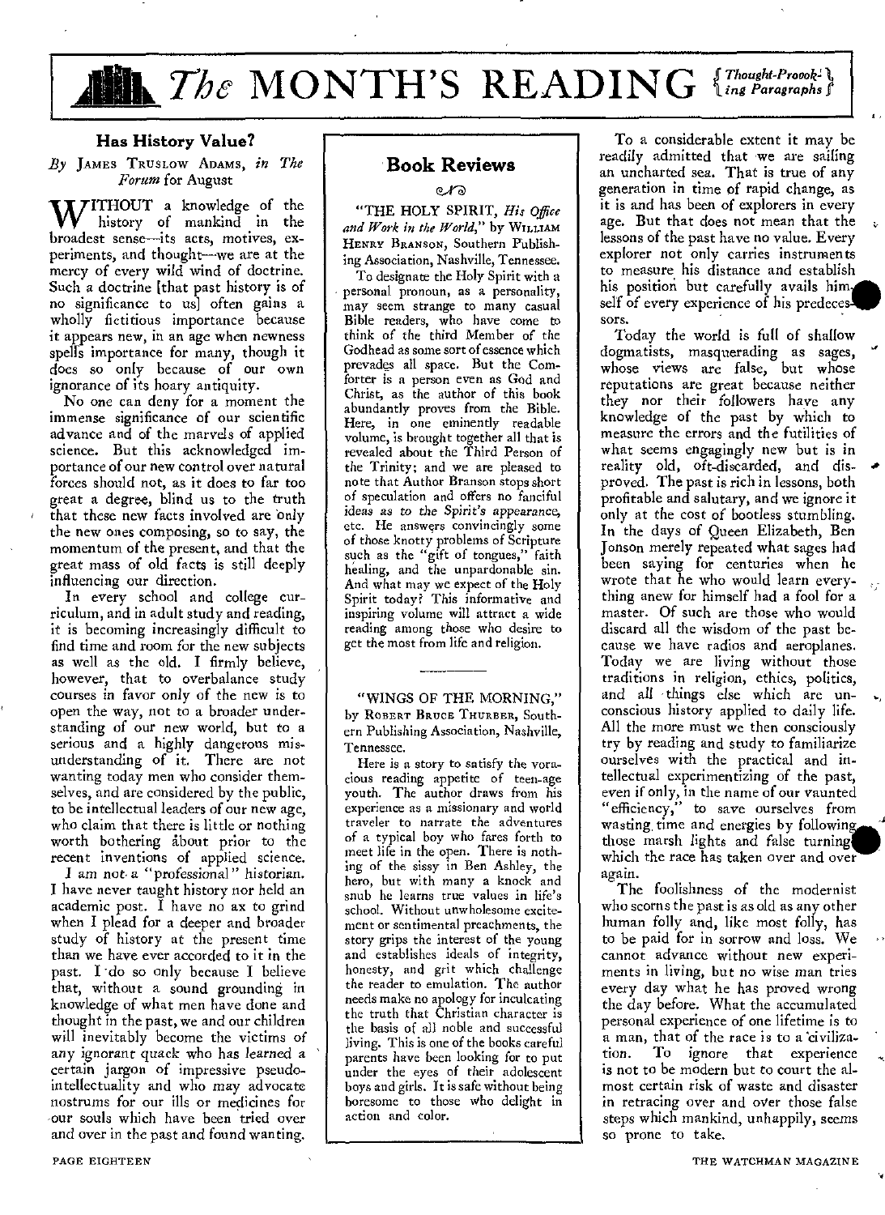# The MONTH'S READING

*Thought-Provoking Paragraphs*

## Has History Value?

*By* James Truslow Adams, *in The Forum* for August

Without a knowledge of the history of mankind in the broadest sense—its acts, motives, experiments, and thought—we are at the mercy of every wild wind of doctrine. Such a doctrine [that past history is of no significance to us] often gains a wholly fictitious importance because it appears new, in an age when newness spells importance for many, though it does so only because of our own ignorance of its hoary antiquity.

No one can deny for a moment the immense significance of our scientific advance and of the marvels of applied science. But this acknowledged importance of our new control over natural forces should not, as it does to far too great a degree, blind us to the truth that these new facts involved are only the new ones composing, so to say, the momentum of the present, and that the great mass of old facts is still deeply influencing our direction.

In every school and college curriculum, and in adult study and reading, it is becoming increasingly difficult to find time and room for the new subjects as well as the old. I firmly believe, however, that to overbalance study courses in favor only of the new is to open the way, not to a broader understanding of our new world, but to a serious and a highly dangerous misunderstanding of it. There are not wanting today men who consider themselves, and are considered by the public, to be intellectual leaders of our new age, who claim that there is little or nothing worth bothering about prior to the recent inventions of applied science.

I am not a "professional" historian. I have never taught history nor held an academic post. I have no ax to grind when I plead for a deeper and broader study of history at the present time than we have ever accorded to it in the past. I do so only because I believe that, without a sound grounding in knowledge of what men have done and thought in the past, we and our children will inevitably become the victims of any ignorant quack who has learned a certain jargon of impressive pseudo-intellectuality and who may advocate nostrums for our ills or medicines for our souls which have been tried over and over in the past and found wanting.

To a considerable extent it may be readily admitted that we are sailing an uncharted sea. That is true of any generation in time of rapid change, as it is and has been of explorers in every age. But that does not mean that the lessons of the past have no value. Every explorer not only carries instruments to measure his distance and establish his position but carefully avails himself of every experience of his predecessors.

Today the world is full of shallow dogmatists, masquerading as sages, whose views are false, but whose reputations are great because neither they nor their followers have any knowledge of the past by which to measure the errors and the futilities of what seems engagingly new but is in reality old, oft-discarded, and disproved. The past is rich in lessons, both profitable and salutary, and we ignore it only at the cost of bootless stumbling. In the days of Queen Elizabeth, Ben Jonson merely repeated what sages had been saying for centuries when he wrote that he who would learn everything anew for himself had a fool for a master. Of such are those who would discard all the wisdom of the past because we have radios and aeroplanes. Today we are living without those traditions in religion, ethics, politics, and all things else which are unconscious history applied to daily life. All the more must we then consciously try by reading and study to familiarize ourselves with the practical and intellectual experimentizing of the past, even if only, in the name of our vaunted "efficiency," to save ourselves from wasting time and energies by following those marsh lights and false turnings which the race has taken over and over again.

The foolishness of the modernist who scorns the past is as old as any other human folly and, like most folly, has to be paid for in sorrow and loss. We cannot advance without new experiments in living, but no wise man tries every day what he has proved wrong the day before. What the accumulated personal experience of one lifetime is to a man, that of the race is to a civilization. To ignore that experience is not to be modern but to court the almost certain risk of waste and disaster in retracing over and over those false steps which mankind, unhappily, seems so prone to take.

## Book Reviews

"THE HOLY SPIRIT, *His Office and Work in the World*," by William Henry Branson, Southern Publishing Association, Nashville, Tennessee.

To designate the Holy Spirit with a personal pronoun, as a personality, may seem strange to many casual Bible readers, who have come to think of the third Member of the Godhead as some sort of essence which prevades all space. But the Comforter is a person even as God and Christ, as the author of this book abundantly proves from the Bible. Here, in one eminently readable volume, is brought together all that is revealed about the Third Person of the Trinity; and we are pleased to note that Author Branson stops short of speculation and offers no fanciful ideas as to the Spirit's appearance, etc. He answers convincingly some of those knotty problems of Scripture such as the "gift of tongues," faith healing, and the unpardonable sin. And what may we expect of the Holy Spirit today? This informative and inspiring volume will attract a wide reading among those who desire to get the most from life and religion.

---

"WINGS OF THE MORNING," by Robert Bruce Thurber, Southern Publishing Association, Nashville, Tennessee.

Here is a story to satisfy the voracious reading appetite of teen-age youth. The author draws from his experience as a missionary and world traveler to narrate the adventures of a typical boy who fares forth to meet life in the open. There is nothing of the sissy in Ben Ashley, the hero, but with many a knock and snub he learns true values in life's school. Without unwholesome excitement or sentimental preachments, the story grips the interest of the young and establishes ideals of integrity, honesty, and grit which challenge the reader to emulation. The author needs make no apology for inculcating the truth that Christian character is the basis of all noble and successful living. This is one of the books careful parents have been looking for to put under the eyes of their adolescent boys and girls. It is safe without being boresome to those who delight in action and color.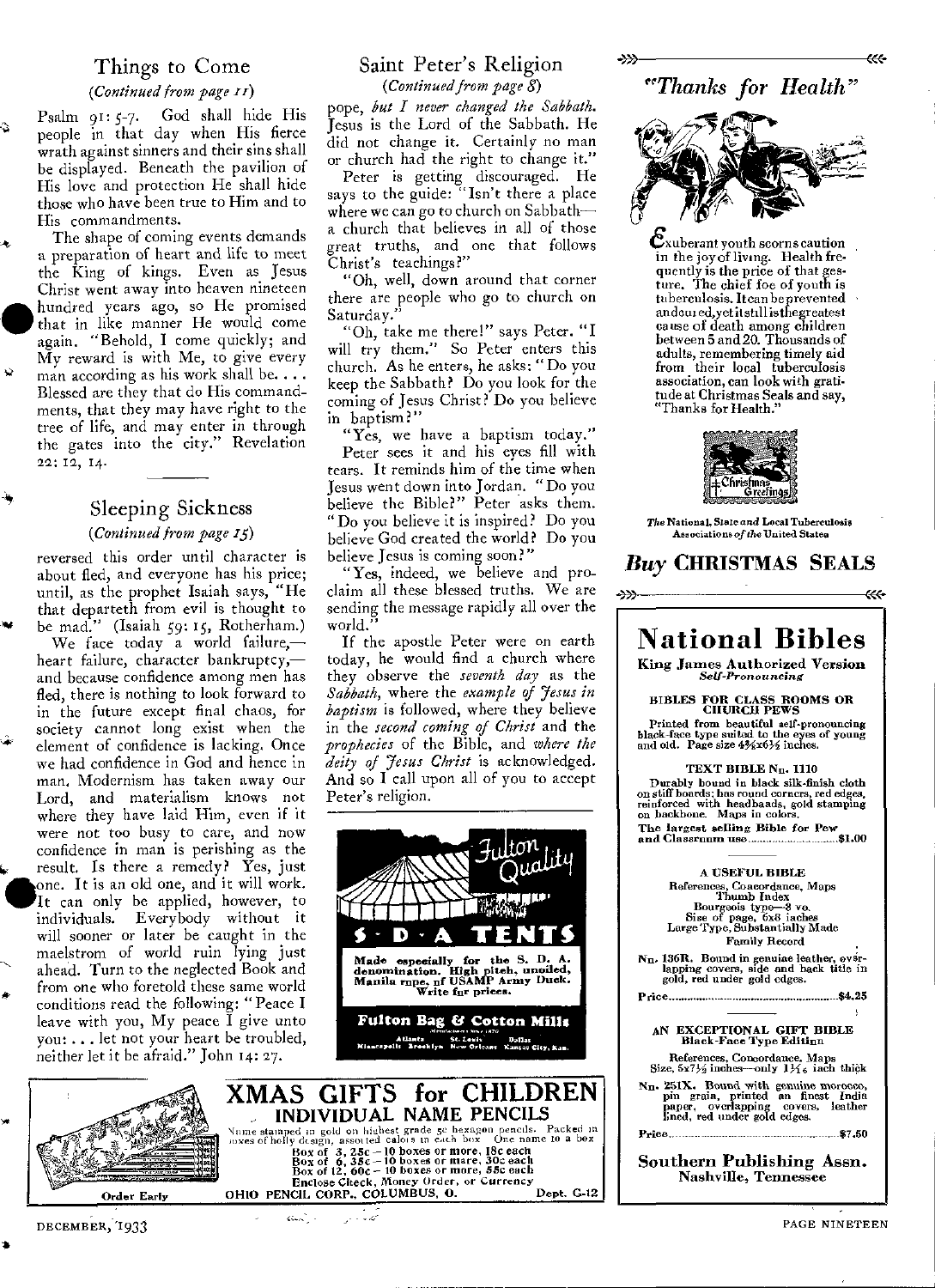## Things to Come

*(Continued from page 11)*

Psalm 91: 5-7. God shall hide His people in that day when His fierce wrath against sinners and their sins shall be displayed. Beneath the pavilion of His love and protection He shall hide those who have been true to Him and to His commandments.

The shape of coming events demands a preparation of heart and life to meet the King of kings. Even as Jesus Christ went away into heaven nineteen hundred years ago, so He promised that in like manner He would come again. "Behold, I come quickly; and My reward is with Me, to give every man according as his work shall be. . . . Blessed are they that do His commandments, that they may have right to the tree of life, and may enter in through the gates into the city." Revelation 22: 12, 14.

## Sleeping Sickness

*(Continued from page 15)*

reversed this order until character is about fled, and everyone has his price; until, as the prophet Isaiah says, "He that departeth from evil is thought to be mad." (Isaiah 59: 15, Rotherham.)

We face today a world failure,—heart failure, character bankruptcy,—and because confidence among men has fled, there is nothing to look forward to in the future except final chaos, for society cannot long exist when the element of confidence is lacking. Once we had confidence in God and hence in man. Modernism has taken away our Lord, and materialism knows not where they have laid Him, even if it were not too busy to care, and now confidence in man is perishing as the result. Is there a remedy? Yes, just one. It is an old one, and it will work. It can only be applied, however, to individuals. Everybody without it will sooner or later be caught in the maelstrom of world ruin lying just ahead. Turn to the neglected Book and from one who foretold these same world conditions read the following: "Peace I leave with you, My peace I give unto you: . . . let not your heart be troubled, neither let it be afraid." John 14: 27.

## Saint Peter's Religion

*(Continued from page 8)*

pope, *but I never changed the Sabbath.* Jesus is the Lord of the Sabbath. He did not change it. Certainly no man or church had the right to change it."

Peter is getting discouraged. He says to the guide: "Isn't there a place where we can go to church on Sabbath—a church that believes in all of those great truths, and one that follows Christ's teachings?"

"Oh, well, down around that corner there are people who go to church on Saturday."

"Oh, take me there!" says Peter. "I will try them." So Peter enters this church. As he enters, he asks: "Do you keep the Sabbath? Do you look for the coming of Jesus Christ? Do you believe in baptism?"

"Yes, we have a baptism today."

Peter sees it and his eyes fill with tears. It reminds him of the time when Jesus went down into Jordan. "Do you believe the Bible?" Peter asks them. "Do you believe it is inspired? Do you believe God created the world? Do you believe Jesus is coming soon?"

"Yes, indeed, we believe and proclaim all these blessed truths. We are sending the message rapidly all over the world."

If the apostle Peter were on earth today, he would find a church where they observe the *seventh day* as the *Sabbath*, where the *example of Jesus in baptism* is followed, where they believe in the *second coming of Christ* and the *prophecies* of the Bible, and *where the deity of Jesus Christ* is acknowledged. And so I call upon all of you to accept Peter's religion.

---

**Fulton Quality**

**S · D · A TENTS**

**Made especially for the S. D. A. denomination. High pitch, unoiled, Manila rope, of USAMP Army Duck. Write for prices.**

**Fulton Bag & Cotton Mills**

Atlanta St. Louis Dallas
Minneapolis Brooklyn New Orleans Kansas City, Kan.

---

## *"Thanks for Health"*

Exuberant youth scorns caution in the joy of living. Health frequently is the price of that gesture. The chief foe of youth is tuberculosis. It can be prevented and cured, yet it still is the greatest cause of death among children between 5 and 20. Thousands of adults, remembering timely aid from their local tuberculosis association, can look with gratitude at Christmas Seals and say, "Thanks for Health."

Christmas Greetings

*The* **National, State** *and* **Local Tuberculosis Associations** *of the* **United States**

***Buy* CHRISTMAS SEALS**

---

# National Bibles

**King James Authorized Version**
*Self-Pronouncing*

**BIBLES FOR CLASS ROOMS OR CHURCH PEWS**

Printed from beautiful self-pronouncing black-face type suited to the eyes of young and old. Page size 4¾x6½ inches.

**TEXT BIBLE No. 1110**

Durably bound in black silk-finish cloth on stiff boards; has round corners, red edges, reinforced with headbands, gold stamping on backbone. Maps in colors.

**The largest selling Bible for Pew and Classroom use** ........................ **$1.00**

**A USEFUL BIBLE**

References, Concordance, Maps
Thumb Index
Bourgeois type—8 vo.
Size of page, 6x8 inches
Large Type, Substantially Made
Family Record

**No. 136R.** Bound in genuine leather, overlapping covers, side and back title in gold, red under gold edges.

**Price** ........................ **$4.25**

**AN EXCEPTIONAL GIFT BIBLE**
**Black-Face Type Edition**

References, Concordance, Maps
Size, 5x7½ inches—only 1 1/16 inch thick

**No. 251X.** Bound with genuine morocco, pin grain, printed on finest India paper, overlapping covers, leather lined, red under gold edges.

**Price** ........................ **$7.50**

**Southern Publishing Assn.**
**Nashville, Tennessee**

---

## XMAS GIFTS for CHILDREN

### INDIVIDUAL NAME PENCILS

Name stamped in gold on highest grade 5c hexagon pencils. Packed in boxes of holly design, assorted colors in each box. One name to a box.

**Box of 3, 25c – 10 boxes or more, 18c each**
**Box of 6, 35c – 10 boxes or more, 30c each**
**Box of 12, 60c – 10 boxes or more, 55c each**

**Enclose Check, Money Order, or Currency**

**Order Early**

**OHIO PENCIL CORP., COLUMBUS, O.** Dept. G-12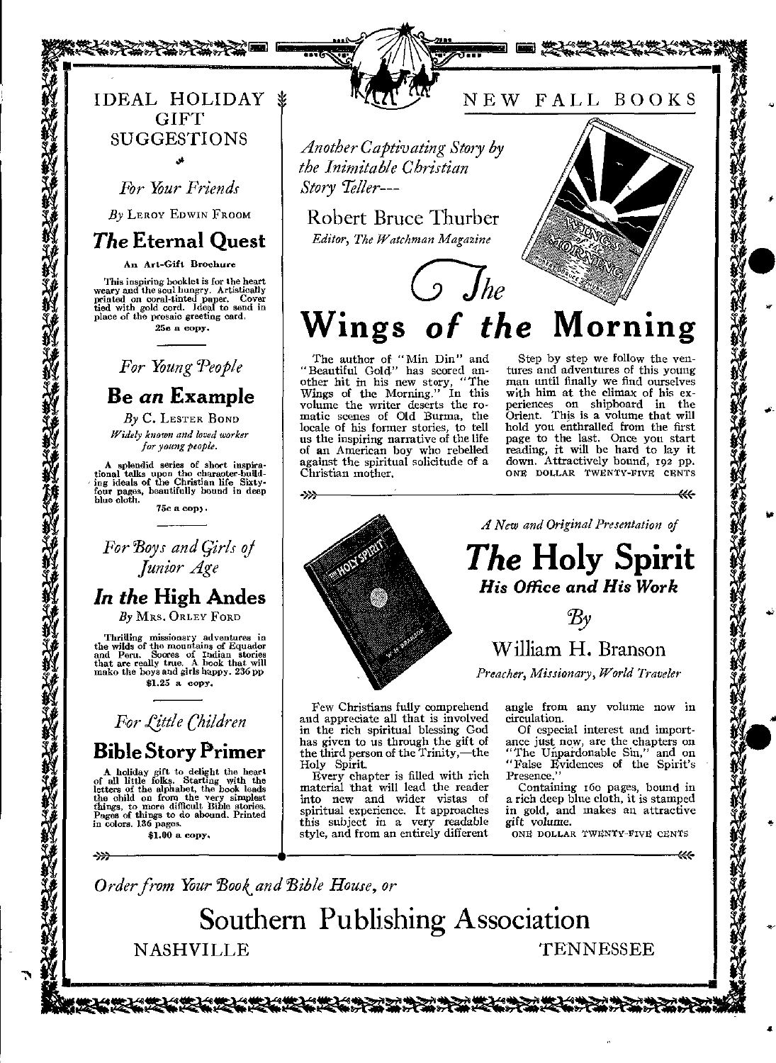## IDEAL HOLIDAY GIFT SUGGESTIONS

*For Your Friends*

*By* LEROY EDWIN FROOM

### *The* Eternal Quest

**An Art-Gift Brochure**

This inspiring booklet is for the heart weary and the soul hungry. Artistically printed on coral-tinted paper. Cover tied with gold cord. Ideal to send in place of the prosaic greeting card.

**25c a copy.**

---

*For Young People*

### Be *an* Example

*By* C. LESTER BOND

*Widely known and loved worker for young people.*

A splendid series of short inspirational talks upon the character-building ideals of the Christian life. Sixty-four pages, beautifully bound in deep blue cloth.

**75c a copy.**

---

*For Boys and Girls of Junior Age*

### *In the* High Andes

*By* MRS. ORLEY FORD

Thrilling missionary adventures in the wilds of the mountains of Equador and Peru. Scores of Indian stories that are really true. A book that will make the boys and girls happy. 236 pp

**$1.25 a copy.**

---

*For Little Children*

### Bible Story Primer

A holiday gift to delight the heart of all little folks. Starting with the letters of the alphabet, the book leads the child on from the very simplest things, to more difficult Bible stories. Pages of things to do abound. Printed in colors. 136 pages.

**$1.00 a copy.**

## NEW FALL BOOKS

*Another Captivating Story by the Inimitable Christian Story Teller---*

Robert Bruce Thurber

*Editor, The Watchman Magazine*

# The Wings *of the* Morning

The author of "Min Din" and "Beautiful Gold" has scored another hit in his new story, "The Wings of the Morning." In this volume the writer deserts the romatic scenes of Old Burma, the locale of his former stories, to tell us the inspiring narrative of the life of an American boy who rebelled against the spiritual solicitude of a Christian mother.

Step by step we follow the ventures and adventures of this young man until finally we find ourselves with him at the climax of his experiences on shipboard in the Orient. This is a volume that will hold you enthralled from the first page to the last. Once you start reading, it will be hard to lay it down. Attractively bound, 192 pp. ONE DOLLAR TWENTY-FIVE CENTS

---

*A New and Original Presentation of*

# *The* Holy Spirit

***His Office and His Work***

*By*

William H. Branson

*Preacher, Missionary, World Traveler*

Few Christians fully comprehend and appreciate all that is involved in the rich spiritual blessing God has given to us through the gift of the third person of the Trinity,—the Holy Spirit.

Every chapter is filled with rich material that will lead the reader into new and wider vistas of spiritual experience. It approaches this subject in a very readable style, and from an entirely different angle from any volume now in circulation.

Of especial interest and importance just now, are the chapters on "The Unpardonable Sin," and on "False Evidences of the Spirit's Presence."

Containing 160 pages, bound in a rich deep blue cloth, it is stamped in gold, and makes an attractive gift volume.

ONE DOLLAR TWENTY-FIVE CENTS

---

*Order from Your Book and Bible House, or*

## Southern Publishing Association

NASHVILLE TENNESSEE